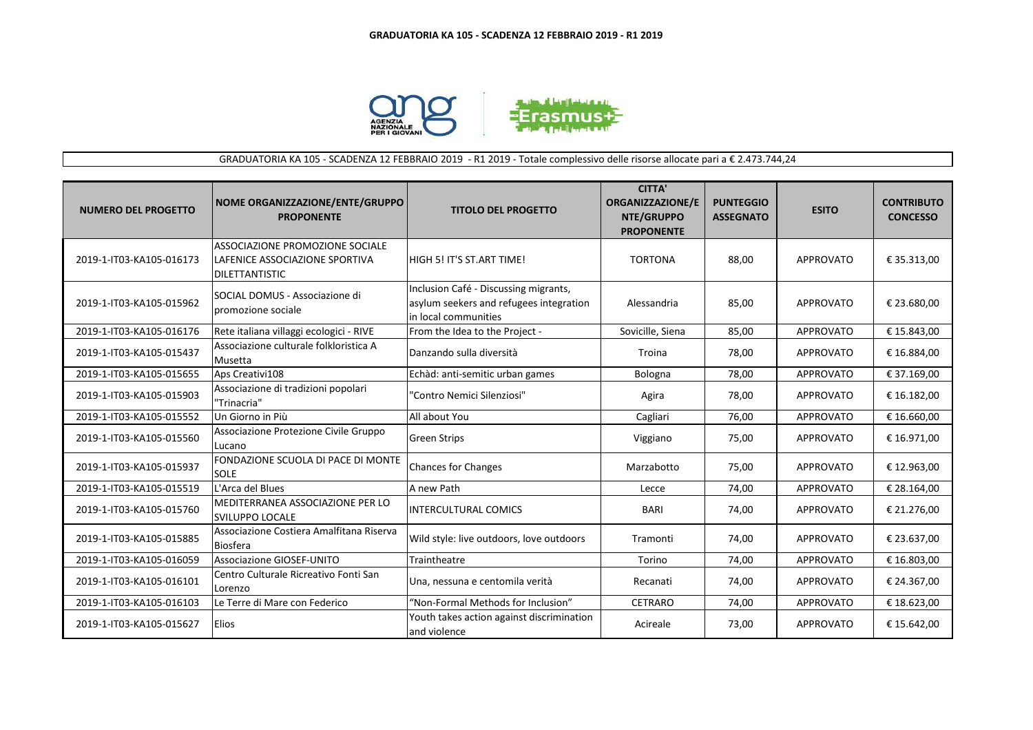# GRADUATORIA KA 105 - SCADENZA 12 FEBBRAIO 2019 - R1 2019

GRADUATORIA KA 105 - SCADENZA 12 FEBBRAIO 2019 - R1 2019 - Totale complessivo delle risorse allocate pari a € 2.473.744,24

| NUMERO DEL PROGETTO | NOME ORGANIZZAZIONE/ENTE/GRUPPO PROPONENTE | TITOLO DEL PROGETTO | CITTA' ORGANIZZAZIONE/ENTE/GRUPPO PROPONENTE | PUNTEGGIO ASSEGNATO | ESITO | CONTRIBUTO CONCESSO |
|---|---|---|---|---|---|---|
| 2019-1-IT03-KA105-016173 | ASSOCIAZIONE PROMOZIONE SOCIALE LAFENICE ASSOCIAZIONE SPORTIVA DILETTANTISTIC | HIGH 5! IT'S ST.ART TIME! | TORTONA | 88,00 | APPROVATO | € 35.313,00 |
| 2019-1-IT03-KA105-015962 | SOCIAL DOMUS - Associazione di promozione sociale | Inclusion Café - Discussing migrants, asylum seekers and refugees integration in local communities | Alessandria | 85,00 | APPROVATO | € 23.680,00 |
| 2019-1-IT03-KA105-016176 | Rete italiana villaggi ecologici - RIVE | From the Idea to the Project - | Sovicille, Siena | 85,00 | APPROVATO | € 15.843,00 |
| 2019-1-IT03-KA105-015437 | Associazione culturale folkloristica A Musetta | Danzando sulla diversità | Troina | 78,00 | APPROVATO | € 16.884,00 |
| 2019-1-IT03-KA105-015655 | Aps Creativi108 | Echàd: anti-semitic urban games | Bologna | 78,00 | APPROVATO | € 37.169,00 |
| 2019-1-IT03-KA105-015903 | Associazione di tradizioni popolari "Trinacria" | "Contro Nemici Silenziosi" | Agira | 78,00 | APPROVATO | € 16.182,00 |
| 2019-1-IT03-KA105-015552 | Un Giorno in Più | All about You | Cagliari | 76,00 | APPROVATO | € 16.660,00 |
| 2019-1-IT03-KA105-015560 | Associazione Protezione Civile Gruppo Lucano | Green Strips | Viggiano | 75,00 | APPROVATO | € 16.971,00 |
| 2019-1-IT03-KA105-015937 | FONDAZIONE SCUOLA DI PACE DI MONTE SOLE | Chances for Changes | Marzabotto | 75,00 | APPROVATO | € 12.963,00 |
| 2019-1-IT03-KA105-015519 | L'Arca del Blues | A new Path | Lecce | 74,00 | APPROVATO | € 28.164,00 |
| 2019-1-IT03-KA105-015760 | MEDITERRANEA ASSOCIAZIONE PER LO SVILUPPO LOCALE | INTERCULTURAL COMICS | BARI | 74,00 | APPROVATO | € 21.276,00 |
| 2019-1-IT03-KA105-015885 | Associazione Costiera Amalfitana Riserva Biosfera | Wild style: live outdoors, love outdoors | Tramonti | 74,00 | APPROVATO | € 23.637,00 |
| 2019-1-IT03-KA105-016059 | Associazione GIOSEF-UNITO | Traintheatre | Torino | 74,00 | APPROVATO | € 16.803,00 |
| 2019-1-IT03-KA105-016101 | Centro Culturale Ricreativo Fonti San Lorenzo | Una, nessuna e centomila verità | Recanati | 74,00 | APPROVATO | € 24.367,00 |
| 2019-1-IT03-KA105-016103 | Le Terre di Mare con Federico | "Non-Formal Methods for Inclusion" | CETRARO | 74,00 | APPROVATO | € 18.623,00 |
| 2019-1-IT03-KA105-015627 | Elios | Youth takes action against discrimination and violence | Acireale | 73,00 | APPROVATO | € 15.642,00 |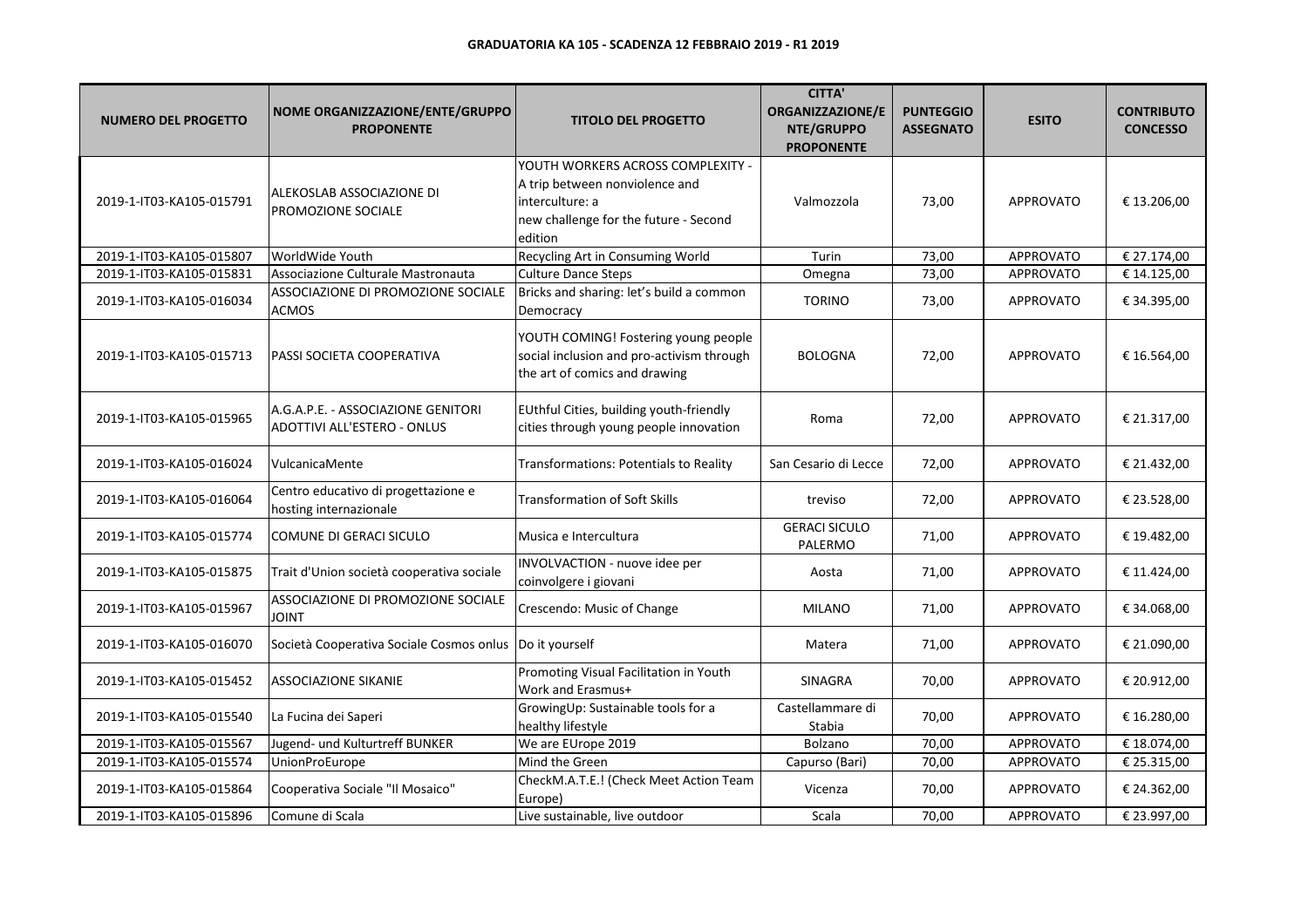**GRADUATORIA KA 105 - SCADENZA 12 FEBBRAIO 2019 - R1 2019**

| NUMERO DEL PROGETTO | NOME ORGANIZZAZIONE/ENTE/GRUPPO PROPONENTE | TITOLO DEL PROGETTO | CITTA' ORGANIZZAZIONE/ENTE/GRUPPO PROPONENTE | PUNTEGGIO ASSEGNATO | ESITO | CONTRIBUTO CONCESSO |
|---|---|---|---|---|---|---|
| 2019-1-IT03-KA105-015791 | ALEKOSLAB ASSOCIAZIONE DI PROMOZIONE SOCIALE | YOUTH WORKERS ACROSS COMPLEXITY - A trip between nonviolence and interculture: a new challenge for the future - Second edition | Valmozzola | 73,00 | APPROVATO | € 13.206,00 |
| 2019-1-IT03-KA105-015807 | WorldWide Youth | Recycling Art in Consuming World | Turin | 73,00 | APPROVATO | € 27.174,00 |
| 2019-1-IT03-KA105-015831 | Associazione Culturale Mastronauta | Culture Dance Steps | Omegna | 73,00 | APPROVATO | € 14.125,00 |
| 2019-1-IT03-KA105-016034 | ASSOCIAZIONE DI PROMOZIONE SOCIALE ACMOS | Bricks and sharing: let's build a common Democracy | TORINO | 73,00 | APPROVATO | € 34.395,00 |
| 2019-1-IT03-KA105-015713 | PASSI SOCIETA COOPERATIVA | YOUTH COMING! Fostering young people social inclusion and pro-activism through the art of comics and drawing | BOLOGNA | 72,00 | APPROVATO | € 16.564,00 |
| 2019-1-IT03-KA105-015965 | A.G.A.P.E. - ASSOCIAZIONE GENITORI ADOTTIVI ALL'ESTERO - ONLUS | EUthful Cities, building youth-friendly cities through young people innovation | Roma | 72,00 | APPROVATO | € 21.317,00 |
| 2019-1-IT03-KA105-016024 | VulcanicaMente | Transformations: Potentials to Reality | San Cesario di Lecce | 72,00 | APPROVATO | € 21.432,00 |
| 2019-1-IT03-KA105-016064 | Centro educativo di progettazione e hosting internazionale | Transformation of Soft Skills | treviso | 72,00 | APPROVATO | € 23.528,00 |
| 2019-1-IT03-KA105-015774 | COMUNE DI GERACI SICULO | Musica e Intercultura | GERACI SICULO PALERMO | 71,00 | APPROVATO | € 19.482,00 |
| 2019-1-IT03-KA105-015875 | Trait d'Union società cooperativa sociale | INVOLVACTION - nuove idee per coinvolgere i giovani | Aosta | 71,00 | APPROVATO | € 11.424,00 |
| 2019-1-IT03-KA105-015967 | ASSOCIAZIONE DI PROMOZIONE SOCIALE JOINT | Crescendo: Music of Change | MILANO | 71,00 | APPROVATO | € 34.068,00 |
| 2019-1-IT03-KA105-016070 | Società Cooperativa Sociale Cosmos onlus | Do it yourself | Matera | 71,00 | APPROVATO | € 21.090,00 |
| 2019-1-IT03-KA105-015452 | ASSOCIAZIONE SIKANIE | Promoting Visual Facilitation in Youth Work and Erasmus+ | SINAGRA | 70,00 | APPROVATO | € 20.912,00 |
| 2019-1-IT03-KA105-015540 | La Fucina dei Saperi | GrowingUp: Sustainable tools for a healthy lifestyle | Castellammare di Stabia | 70,00 | APPROVATO | € 16.280,00 |
| 2019-1-IT03-KA105-015567 | Jugend- und Kulturtreff BUNKER | We are EUrope 2019 | Bolzano | 70,00 | APPROVATO | € 18.074,00 |
| 2019-1-IT03-KA105-015574 | UnionProEurope | Mind the Green | Capurso (Bari) | 70,00 | APPROVATO | € 25.315,00 |
| 2019-1-IT03-KA105-015864 | Cooperativa Sociale "Il Mosaico" | CheckM.A.T.E.! (Check Meet Action Team Europe) | Vicenza | 70,00 | APPROVATO | € 24.362,00 |
| 2019-1-IT03-KA105-015896 | Comune di Scala | Live sustainable, live outdoor | Scala | 70,00 | APPROVATO | € 23.997,00 |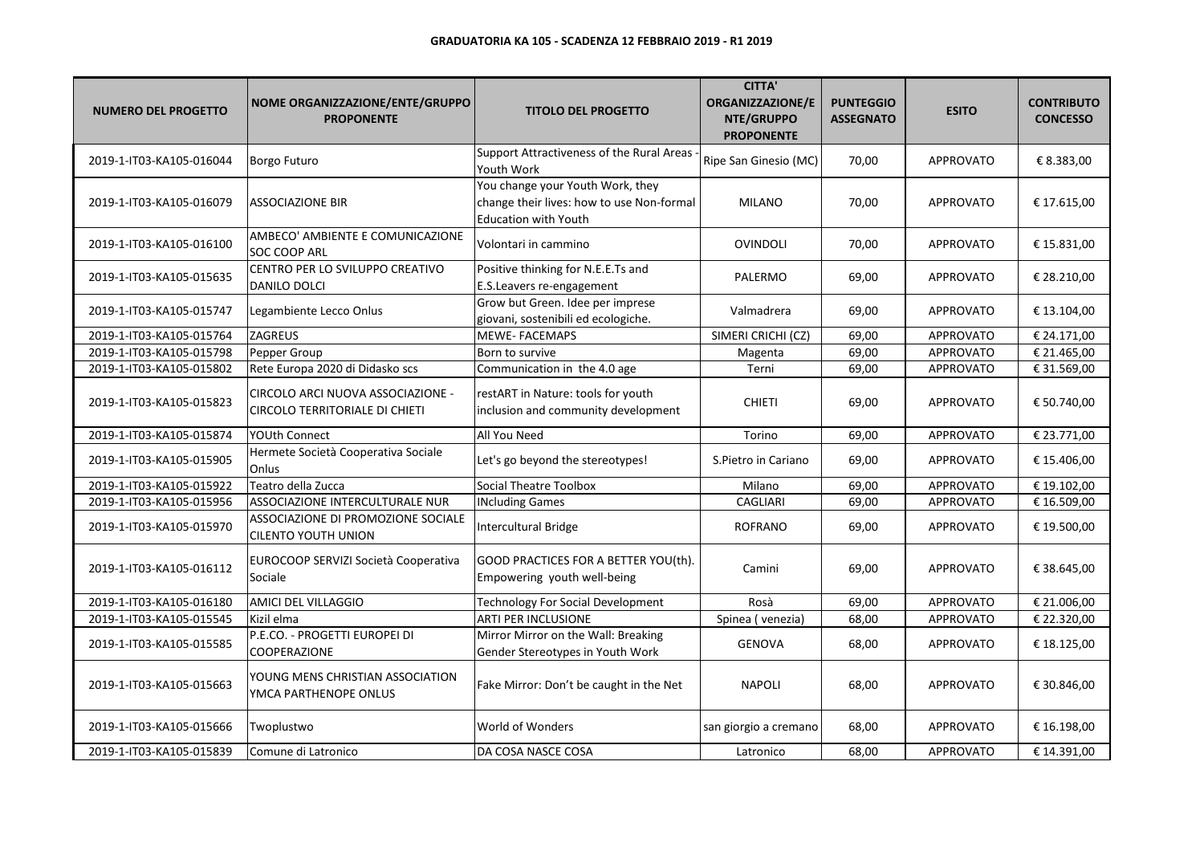**GRADUATORIA KA 105 - SCADENZA 12 FEBBRAIO 2019 - R1 2019**

| NUMERO DEL PROGETTO | NOME ORGANIZZAZIONE/ENTE/GRUPPO PROPONENTE | TITOLO DEL PROGETTO | CITTA' ORGANIZZAZIONE/ENTE/GRUPPO PROPONENTE | PUNTEGGIO ASSEGNATO | ESITO | CONTRIBUTO CONCESSO |
|---|---|---|---|---|---|---|
| 2019-1-IT03-KA105-016044 | Borgo Futuro | Support Attractiveness of the Rural Areas - Youth Work | Ripe San Ginesio (MC) | 70,00 | APPROVATO | € 8.383,00 |
| 2019-1-IT03-KA105-016079 | ASSOCIAZIONE BIR | You change your Youth Work, they change their lives: how to use Non-formal Education with Youth | MILANO | 70,00 | APPROVATO | € 17.615,00 |
| 2019-1-IT03-KA105-016100 | AMBECO' AMBIENTE E COMUNICAZIONE SOC COOP ARL | Volontari in cammino | OVINDOLI | 70,00 | APPROVATO | € 15.831,00 |
| 2019-1-IT03-KA105-015635 | CENTRO PER LO SVILUPPO CREATIVO DANILO DOLCI | Positive thinking for N.E.E.Ts and E.S.Leavers re-engagement | PALERMO | 69,00 | APPROVATO | € 28.210,00 |
| 2019-1-IT03-KA105-015747 | Legambiente Lecco Onlus | Grow but Green. Idee per imprese giovani, sostenibili ed ecologiche. | Valmadrera | 69,00 | APPROVATO | € 13.104,00 |
| 2019-1-IT03-KA105-015764 | ZAGREUS | MEWE- FACEMAPS | SIMERI CRICHI (CZ) | 69,00 | APPROVATO | € 24.171,00 |
| 2019-1-IT03-KA105-015798 | Pepper Group | Born to survive | Magenta | 69,00 | APPROVATO | € 21.465,00 |
| 2019-1-IT03-KA105-015802 | Rete Europa 2020 di Didasko scs | Communication in the 4.0 age | Terni | 69,00 | APPROVATO | € 31.569,00 |
| 2019-1-IT03-KA105-015823 | CIRCOLO ARCI NUOVA ASSOCIAZIONE - CIRCOLO TERRITORIALE DI CHIETI | restART in Nature: tools for youth inclusion and community development | CHIETI | 69,00 | APPROVATO | € 50.740,00 |
| 2019-1-IT03-KA105-015874 | YOUth Connect | All You Need | Torino | 69,00 | APPROVATO | € 23.771,00 |
| 2019-1-IT03-KA105-015905 | Hermete Società Cooperativa Sociale Onlus | Let's go beyond the stereotypes! | S.Pietro in Cariano | 69,00 | APPROVATO | € 15.406,00 |
| 2019-1-IT03-KA105-015922 | Teatro della Zucca | Social Theatre Toolbox | Milano | 69,00 | APPROVATO | € 19.102,00 |
| 2019-1-IT03-KA105-015956 | ASSOCIAZIONE INTERCULTURALE NUR | INcluding Games | CAGLIARI | 69,00 | APPROVATO | € 16.509,00 |
| 2019-1-IT03-KA105-015970 | ASSOCIAZIONE DI PROMOZIONE SOCIALE CILENTO YOUTH UNION | Intercultural Bridge | ROFRANO | 69,00 | APPROVATO | € 19.500,00 |
| 2019-1-IT03-KA105-016112 | EUROCOOP SERVIZI Società Cooperativa Sociale | GOOD PRACTICES FOR A BETTER YOU(th). Empowering youth well-being | Camini | 69,00 | APPROVATO | € 38.645,00 |
| 2019-1-IT03-KA105-016180 | AMICI DEL VILLAGGIO | Technology For Social Development | Rosà | 69,00 | APPROVATO | € 21.006,00 |
| 2019-1-IT03-KA105-015545 | Kizil elma | ARTI PER INCLUSIONE | Spinea ( venezia) | 68,00 | APPROVATO | € 22.320,00 |
| 2019-1-IT03-KA105-015585 | P.E.CO. - PROGETTI EUROPEI DI COOPERAZIONE | Mirror Mirror on the Wall: Breaking Gender Stereotypes in Youth Work | GENOVA | 68,00 | APPROVATO | € 18.125,00 |
| 2019-1-IT03-KA105-015663 | YOUNG MENS CHRISTIAN ASSOCIATION YMCA PARTHENOPE ONLUS | Fake Mirror: Don't be caught in the Net | NAPOLI | 68,00 | APPROVATO | € 30.846,00 |
| 2019-1-IT03-KA105-015666 | Twoplustwo | World of Wonders | san giorgio a cremano | 68,00 | APPROVATO | € 16.198,00 |
| 2019-1-IT03-KA105-015839 | Comune di Latronico | DA COSA NASCE COSA | Latronico | 68,00 | APPROVATO | € 14.391,00 |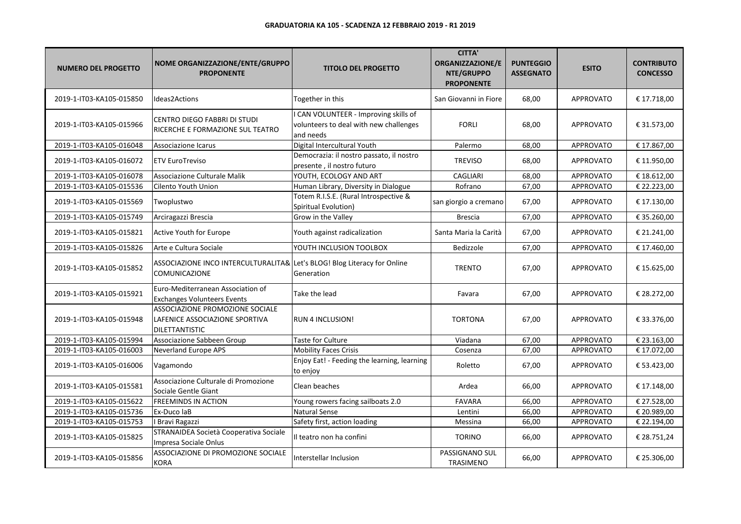**GRADUATORIA KA 105 - SCADENZA 12 FEBBRAIO 2019 - R1 2019**

| NUMERO DEL PROGETTO | NOME ORGANIZZAZIONE/ENTE/GRUPPO PROPONENTE | TITOLO DEL PROGETTO | CITTA' ORGANIZZAZIONE/E NTE/GRUPPO PROPONENTE | PUNTEGGIO ASSEGNATO | ESITO | CONTRIBUTO CONCESSO |
|---|---|---|---|---|---|---|
| 2019-1-IT03-KA105-015850 | Ideas2Actions | Together in this | San Giovanni in Fiore | 68,00 | APPROVATO | € 17.718,00 |
| 2019-1-IT03-KA105-015966 | CENTRO DIEGO FABBRI DI STUDI RICERCHE E FORMAZIONE SUL TEATRO | I CAN VOLUNTEER - Improving skills of volunteers to deal with new challenges and needs | FORLI | 68,00 | APPROVATO | € 31.573,00 |
| 2019-1-IT03-KA105-016048 | Associazione Icarus | Digital Intercultural Youth | Palermo | 68,00 | APPROVATO | € 17.867,00 |
| 2019-1-IT03-KA105-016072 | ETV EuroTreviso | Democrazia: il nostro passato, il nostro presente , il nostro futuro | TREVISO | 68,00 | APPROVATO | € 11.950,00 |
| 2019-1-IT03-KA105-016078 | Associazione Culturale Malik | YOUTH, ECOLOGY AND ART | CAGLIARI | 68,00 | APPROVATO | € 18.612,00 |
| 2019-1-IT03-KA105-015536 | Cilento Youth Union | Human Library, Diversity in Dialogue | Rofrano | 67,00 | APPROVATO | € 22.223,00 |
| 2019-1-IT03-KA105-015569 | Twoplustwo | Totem R.I.S.E. (Rural Introspective & Spiritual Evolution) | san giorgio a cremano | 67,00 | APPROVATO | € 17.130,00 |
| 2019-1-IT03-KA105-015749 | Arciragazzi Brescia | Grow in the Valley | Brescia | 67,00 | APPROVATO | € 35.260,00 |
| 2019-1-IT03-KA105-015821 | Active Youth for Europe | Youth against radicalization | Santa Maria la Carità | 67,00 | APPROVATO | € 21.241,00 |
| 2019-1-IT03-KA105-015826 | Arte e Cultura Sociale | YOUTH INCLUSION TOOLBOX | Bedizzole | 67,00 | APPROVATO | € 17.460,00 |
| 2019-1-IT03-KA105-015852 | ASSOCIAZIONE INCO INTERCULTURALITA& COMUNICAZIONE | Let's BLOG! Blog Literacy for Online Generation | TRENTO | 67,00 | APPROVATO | € 15.625,00 |
| 2019-1-IT03-KA105-015921 | Euro-Mediterranean Association of Exchanges Volunteers Events | Take the lead | Favara | 67,00 | APPROVATO | € 28.272,00 |
| 2019-1-IT03-KA105-015948 | ASSOCIAZIONE PROMOZIONE SOCIALE LAFENICE ASSOCIAZIONE SPORTIVA DILETTANTISTIC | RUN 4 INCLUSION! | TORTONA | 67,00 | APPROVATO | € 33.376,00 |
| 2019-1-IT03-KA105-015994 | Associazione Sabbeen Group | Taste for Culture | Viadana | 67,00 | APPROVATO | € 23.163,00 |
| 2019-1-IT03-KA105-016003 | Neverland Europe APS | Mobility Faces Crisis | Cosenza | 67,00 | APPROVATO | € 17.072,00 |
| 2019-1-IT03-KA105-016006 | Vagamondo | Enjoy Eat! - Feeding the learning, learning to enjoy | Roletto | 67,00 | APPROVATO | € 53.423,00 |
| 2019-1-IT03-KA105-015581 | Associazione Culturale di Promozione Sociale Gentle Giant | Clean beaches | Ardea | 66,00 | APPROVATO | € 17.148,00 |
| 2019-1-IT03-KA105-015622 | FREEMINDS IN ACTION | Young rowers facing sailboats 2.0 | FAVARA | 66,00 | APPROVATO | € 27.528,00 |
| 2019-1-IT03-KA105-015736 | Ex-Duco laB | Natural Sense | Lentini | 66,00 | APPROVATO | € 20.989,00 |
| 2019-1-IT03-KA105-015753 | I Bravi Ragazzi | Safety first, action loading | Messina | 66,00 | APPROVATO | € 22.194,00 |
| 2019-1-IT03-KA105-015825 | STRANAIDEA Società Cooperativa Sociale Impresa Sociale Onlus | Il teatro non ha confini | TORINO | 66,00 | APPROVATO | € 28.751,24 |
| 2019-1-IT03-KA105-015856 | ASSOCIAZIONE DI PROMOZIONE SOCIALE KORA | Interstellar Inclusion | PASSIGNANO SUL TRASIMENO | 66,00 | APPROVATO | € 25.306,00 |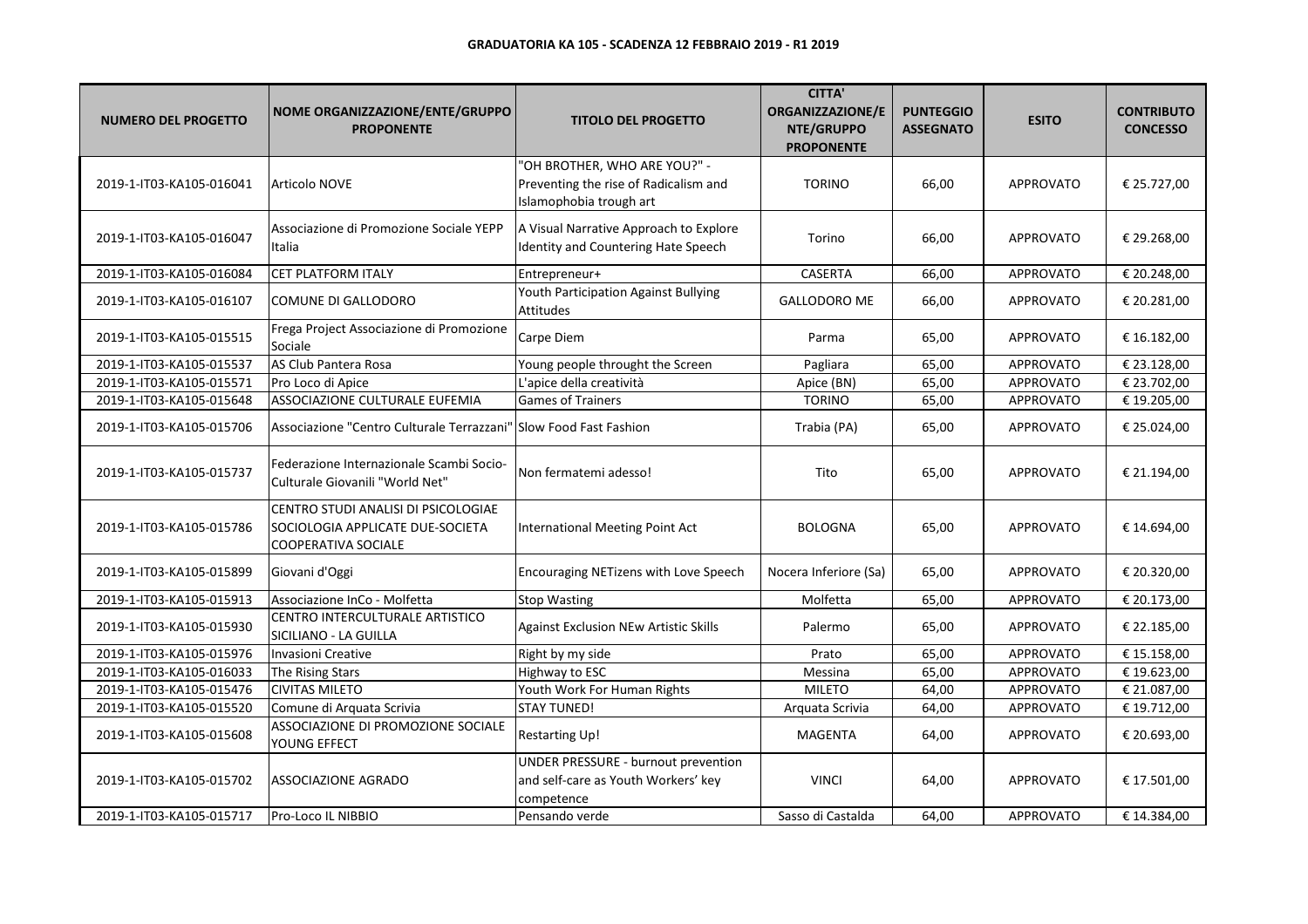**GRADUATORIA KA 105 - SCADENZA 12 FEBBRAIO 2019 - R1 2019**

| NUMERO DEL PROGETTO | NOME ORGANIZZAZIONE/ENTE/GRUPPO PROPONENTE | TITOLO DEL PROGETTO | CITTA' ORGANIZZAZIONE/ENTE/GRUPPO PROPONENTE | PUNTEGGIO ASSEGNATO | ESITO | CONTRIBUTO CONCESSO |
|---|---|---|---|---|---|---|
| 2019-1-IT03-KA105-016041 | Articolo NOVE | "OH BROTHER, WHO ARE YOU?" - Preventing the rise of Radicalism and Islamophobia trough art | TORINO | 66,00 | APPROVATO | € 25.727,00 |
| 2019-1-IT03-KA105-016047 | Associazione di Promozione Sociale YEPP Italia | A Visual Narrative Approach to Explore Identity and Countering Hate Speech | Torino | 66,00 | APPROVATO | € 29.268,00 |
| 2019-1-IT03-KA105-016084 | CET PLATFORM ITALY | Entrepreneur+ | CASERTA | 66,00 | APPROVATO | € 20.248,00 |
| 2019-1-IT03-KA105-016107 | COMUNE DI GALLODORO | Youth Participation Against Bullying Attitudes | GALLODORO ME | 66,00 | APPROVATO | € 20.281,00 |
| 2019-1-IT03-KA105-015515 | Frega Project Associazione di Promozione Sociale | Carpe Diem | Parma | 65,00 | APPROVATO | € 16.182,00 |
| 2019-1-IT03-KA105-015537 | AS Club Pantera Rosa | Young people throught the Screen | Pagliara | 65,00 | APPROVATO | € 23.128,00 |
| 2019-1-IT03-KA105-015571 | Pro Loco di Apice | L'apice della creatività | Apice (BN) | 65,00 | APPROVATO | € 23.702,00 |
| 2019-1-IT03-KA105-015648 | ASSOCIAZIONE CULTURALE EUFEMIA | Games of Trainers | TORINO | 65,00 | APPROVATO | € 19.205,00 |
| 2019-1-IT03-KA105-015706 | Associazione "Centro Culturale Terrazzani" | Slow Food Fast Fashion | Trabia (PA) | 65,00 | APPROVATO | € 25.024,00 |
| 2019-1-IT03-KA105-015737 | Federazione Internazionale Scambi Socio-Culturale Giovanili "World Net" | Non fermatemi adesso! | Tito | 65,00 | APPROVATO | € 21.194,00 |
| 2019-1-IT03-KA105-015786 | CENTRO STUDI ANALISI DI PSICOLOGIAE SOCIOLOGIA APPLICATE DUE-SOCIETA COOPERATIVA SOCIALE | International Meeting Point Act | BOLOGNA | 65,00 | APPROVATO | € 14.694,00 |
| 2019-1-IT03-KA105-015899 | Giovani d'Oggi | Encouraging NETizens with Love Speech | Nocera Inferiore (Sa) | 65,00 | APPROVATO | € 20.320,00 |
| 2019-1-IT03-KA105-015913 | Associazione InCo - Molfetta | Stop Wasting | Molfetta | 65,00 | APPROVATO | € 20.173,00 |
| 2019-1-IT03-KA105-015930 | CENTRO INTERCULTURALE ARTISTICO SICILIANO - LA GUILLA | Against Exclusion NEw Artistic Skills | Palermo | 65,00 | APPROVATO | € 22.185,00 |
| 2019-1-IT03-KA105-015976 | Invasioni Creative | Right by my side | Prato | 65,00 | APPROVATO | € 15.158,00 |
| 2019-1-IT03-KA105-016033 | The Rising Stars | Highway to ESC | Messina | 65,00 | APPROVATO | € 19.623,00 |
| 2019-1-IT03-KA105-015476 | CIVITAS MILETO | Youth Work For Human Rights | MILETO | 64,00 | APPROVATO | € 21.087,00 |
| 2019-1-IT03-KA105-015520 | Comune di Arquata Scrivia | STAY TUNED! | Arquata Scrivia | 64,00 | APPROVATO | € 19.712,00 |
| 2019-1-IT03-KA105-015608 | ASSOCIAZIONE DI PROMOZIONE SOCIALE YOUNG EFFECT | Restarting Up! | MAGENTA | 64,00 | APPROVATO | € 20.693,00 |
| 2019-1-IT03-KA105-015702 | ASSOCIAZIONE AGRADO | UNDER PRESSURE - burnout prevention and self-care as Youth Workers' key competence | VINCI | 64,00 | APPROVATO | € 17.501,00 |
| 2019-1-IT03-KA105-015717 | Pro-Loco IL NIBBIO | Pensando verde | Sasso di Castalda | 64,00 | APPROVATO | € 14.384,00 |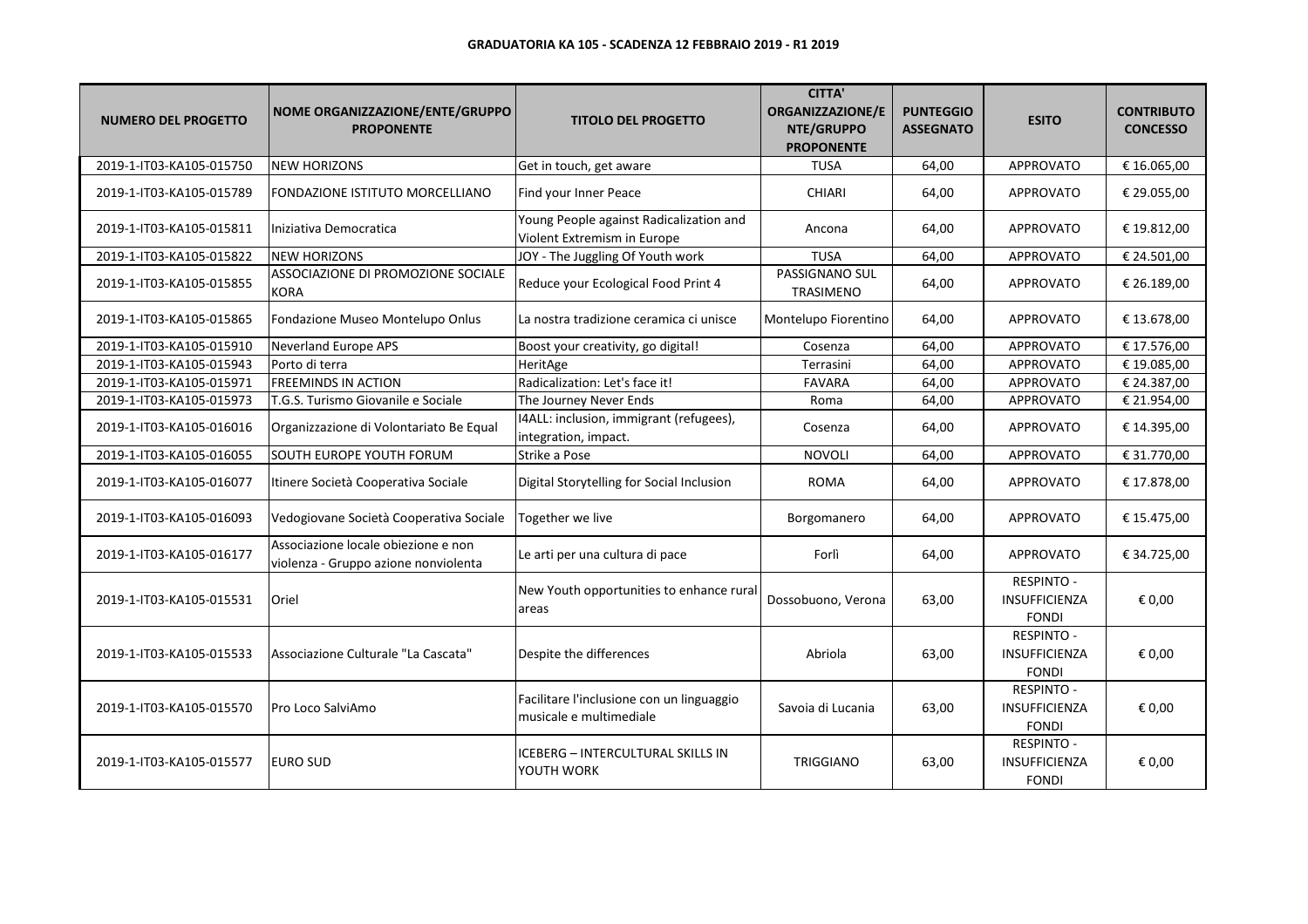**GRADUATORIA KA 105 - SCADENZA 12 FEBBRAIO 2019 - R1 2019**

| NUMERO DEL PROGETTO | NOME ORGANIZZAZIONE/ENTE/GRUPPO PROPONENTE | TITOLO DEL PROGETTO | CITTA' ORGANIZZAZIONE/ENTE/GRUPPO PROPONENTE | PUNTEGGIO ASSEGNATO | ESITO | CONTRIBUTO CONCESSO |
|---|---|---|---|---|---|---|
| 2019-1-IT03-KA105-015750 | NEW HORIZONS | Get in touch, get aware | TUSA | 64,00 | APPROVATO | € 16.065,00 |
| 2019-1-IT03-KA105-015789 | FONDAZIONE ISTITUTO MORCELLIANO | Find your Inner Peace | CHIARI | 64,00 | APPROVATO | € 29.055,00 |
| 2019-1-IT03-KA105-015811 | Iniziativa Democratica | Young People against Radicalization and Violent Extremism in Europe | Ancona | 64,00 | APPROVATO | € 19.812,00 |
| 2019-1-IT03-KA105-015822 | NEW HORIZONS | JOY - The Juggling Of Youth work | TUSA | 64,00 | APPROVATO | € 24.501,00 |
| 2019-1-IT03-KA105-015855 | ASSOCIAZIONE DI PROMOZIONE SOCIALE KORA | Reduce your Ecological Food Print 4 | PASSIGNANO SUL TRASIMENO | 64,00 | APPROVATO | € 26.189,00 |
| 2019-1-IT03-KA105-015865 | Fondazione Museo Montelupo Onlus | La nostra tradizione ceramica ci unisce | Montelupo Fiorentino | 64,00 | APPROVATO | € 13.678,00 |
| 2019-1-IT03-KA105-015910 | Neverland Europe APS | Boost your creativity, go digital! | Cosenza | 64,00 | APPROVATO | € 17.576,00 |
| 2019-1-IT03-KA105-015943 | Porto di terra | HeritAge | Terrasini | 64,00 | APPROVATO | € 19.085,00 |
| 2019-1-IT03-KA105-015971 | FREEMINDS IN ACTION | Radicalization: Let's face it! | FAVARA | 64,00 | APPROVATO | € 24.387,00 |
| 2019-1-IT03-KA105-015973 | T.G.S. Turismo Giovanile e Sociale | The Journey Never Ends | Roma | 64,00 | APPROVATO | € 21.954,00 |
| 2019-1-IT03-KA105-016016 | Organizzazione di Volontariato Be Equal | I4ALL: inclusion, immigrant (refugees), integration, impact. | Cosenza | 64,00 | APPROVATO | € 14.395,00 |
| 2019-1-IT03-KA105-016055 | SOUTH EUROPE YOUTH FORUM | Strike a Pose | NOVOLI | 64,00 | APPROVATO | € 31.770,00 |
| 2019-1-IT03-KA105-016077 | Itinere Società Cooperativa Sociale | Digital Storytelling for Social Inclusion | ROMA | 64,00 | APPROVATO | € 17.878,00 |
| 2019-1-IT03-KA105-016093 | Vedogiovane Società Cooperativa Sociale | Together we live | Borgomanero | 64,00 | APPROVATO | € 15.475,00 |
| 2019-1-IT03-KA105-016177 | Associazione locale obiezione e non violenza - Gruppo azione nonviolenta | Le arti per una cultura di pace | Forlì | 64,00 | APPROVATO | € 34.725,00 |
| 2019-1-IT03-KA105-015531 | Oriel | New Youth opportunities to enhance rural areas | Dossobuono, Verona | 63,00 | RESPINTO - INSUFFICIENZA FONDI | € 0,00 |
| 2019-1-IT03-KA105-015533 | Associazione Culturale "La Cascata" | Despite the differences | Abriola | 63,00 | RESPINTO - INSUFFICIENZA FONDI | € 0,00 |
| 2019-1-IT03-KA105-015570 | Pro Loco SalviAmo | Facilitare l'inclusione con un linguaggio musicale e multimediale | Savoia di Lucania | 63,00 | RESPINTO - INSUFFICIENZA FONDI | € 0,00 |
| 2019-1-IT03-KA105-015577 | EURO SUD | ICEBERG – INTERCULTURAL SKILLS IN YOUTH WORK | TRIGGIANO | 63,00 | RESPINTO - INSUFFICIENZA FONDI | € 0,00 |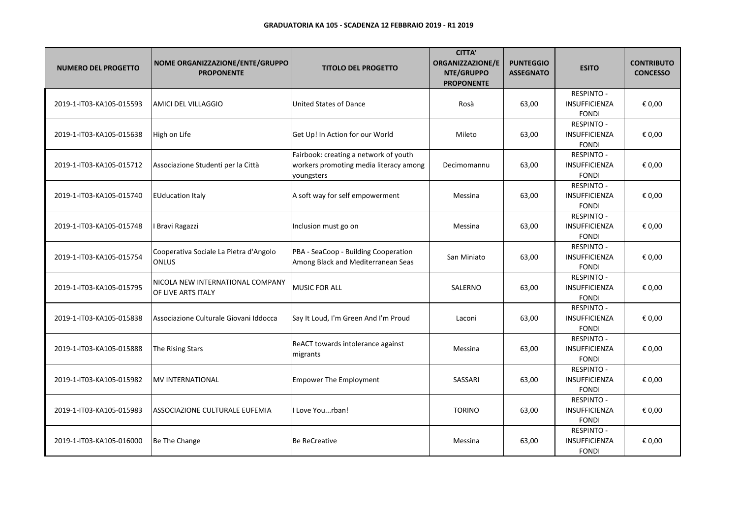**GRADUATORIA KA 105 - SCADENZA 12 FEBBRAIO 2019 - R1 2019**

| NUMERO DEL PROGETTO | NOME ORGANIZZAZIONE/ENTE/GRUPPO PROPONENTE | TITOLO DEL PROGETTO | CITTA' ORGANIZZAZIONE/ENTE/GRUPPO PROPONENTE | PUNTEGGIO ASSEGNATO | ESITO | CONTRIBUTO CONCESSO |
|---|---|---|---|---|---|---|
| 2019-1-IT03-KA105-015593 | AMICI DEL VILLAGGIO | United States of Dance | Rosà | 63,00 | RESPINTO - INSUFFICIENZA FONDI | € 0,00 |
| 2019-1-IT03-KA105-015638 | High on Life | Get Up! In Action for our World | Mileto | 63,00 | RESPINTO - INSUFFICIENZA FONDI | € 0,00 |
| 2019-1-IT03-KA105-015712 | Associazione Studenti per la Città | Fairbook: creating a network of youth workers promoting media literacy among youngsters | Decimomannu | 63,00 | RESPINTO - INSUFFICIENZA FONDI | € 0,00 |
| 2019-1-IT03-KA105-015740 | EUducation Italy | A soft way for self empowerment | Messina | 63,00 | RESPINTO - INSUFFICIENZA FONDI | € 0,00 |
| 2019-1-IT03-KA105-015748 | I Bravi Ragazzi | Inclusion must go on | Messina | 63,00 | RESPINTO - INSUFFICIENZA FONDI | € 0,00 |
| 2019-1-IT03-KA105-015754 | Cooperativa Sociale La Pietra d'Angolo ONLUS | PBA - SeaCoop - Building Cooperation Among Black and Mediterranean Seas | San Miniato | 63,00 | RESPINTO - INSUFFICIENZA FONDI | € 0,00 |
| 2019-1-IT03-KA105-015795 | NICOLA NEW INTERNATIONAL COMPANY OF LIVE ARTS ITALY | MUSIC FOR ALL | SALERNO | 63,00 | RESPINTO - INSUFFICIENZA FONDI | € 0,00 |
| 2019-1-IT03-KA105-015838 | Associazione Culturale Giovani Iddocca | Say It Loud, I'm Green And I'm Proud | Laconi | 63,00 | RESPINTO - INSUFFICIENZA FONDI | € 0,00 |
| 2019-1-IT03-KA105-015888 | The Rising Stars | ReACT towards intolerance against migrants | Messina | 63,00 | RESPINTO - INSUFFICIENZA FONDI | € 0,00 |
| 2019-1-IT03-KA105-015982 | MV INTERNATIONAL | Empower The Employment | SASSARI | 63,00 | RESPINTO - INSUFFICIENZA FONDI | € 0,00 |
| 2019-1-IT03-KA105-015983 | ASSOCIAZIONE CULTURALE EUFEMIA | I Love You...rban! | TORINO | 63,00 | RESPINTO - INSUFFICIENZA FONDI | € 0,00 |
| 2019-1-IT03-KA105-016000 | Be The Change | Be ReCreative | Messina | 63,00 | RESPINTO - INSUFFICIENZA FONDI | € 0,00 |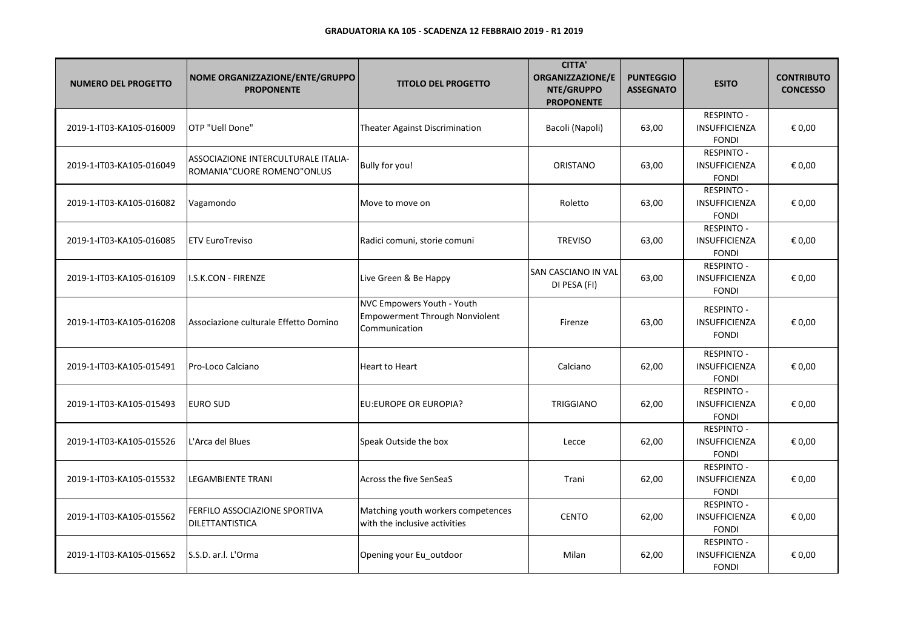**GRADUATORIA KA 105 - SCADENZA 12 FEBBRAIO 2019 - R1 2019**

| NUMERO DEL PROGETTO | NOME ORGANIZZAZIONE/ENTE/GRUPPO PROPONENTE | TITOLO DEL PROGETTO | CITTA' ORGANIZZAZIONE/ENTE/GRUPPO PROPONENTE | PUNTEGGIO ASSEGNATO | ESITO | CONTRIBUTO CONCESSO |
|---|---|---|---|---|---|---|
| 2019-1-IT03-KA105-016009 | OTP "Uell Done" | Theater Against Discrimination | Bacoli (Napoli) | 63,00 | RESPINTO - INSUFFICIENZA FONDI | € 0,00 |
| 2019-1-IT03-KA105-016049 | ASSOCIAZIONE INTERCULTURALE ITALIA-ROMANIA"CUORE ROMENO"ONLUS | Bully for you! | ORISTANO | 63,00 | RESPINTO - INSUFFICIENZA FONDI | € 0,00 |
| 2019-1-IT03-KA105-016082 | Vagamondo | Move to move on | Roletto | 63,00 | RESPINTO - INSUFFICIENZA FONDI | € 0,00 |
| 2019-1-IT03-KA105-016085 | ETV EuroTreviso | Radici comuni, storie comuni | TREVISO | 63,00 | RESPINTO - INSUFFICIENZA FONDI | € 0,00 |
| 2019-1-IT03-KA105-016109 | I.S.K.CON - FIRENZE | Live Green & Be Happy | SAN CASCIANO IN VAL DI PESA (FI) | 63,00 | RESPINTO - INSUFFICIENZA FONDI | € 0,00 |
| 2019-1-IT03-KA105-016208 | Associazione culturale Effetto Domino | NVC Empowers Youth - Youth Empowerment Through Nonviolent Communication | Firenze | 63,00 | RESPINTO - INSUFFICIENZA FONDI | € 0,00 |
| 2019-1-IT03-KA105-015491 | Pro-Loco Calciano | Heart to Heart | Calciano | 62,00 | RESPINTO - INSUFFICIENZA FONDI | € 0,00 |
| 2019-1-IT03-KA105-015493 | EURO SUD | EU:EUROPE OR EUROPIA? | TRIGGIANO | 62,00 | RESPINTO - INSUFFICIENZA FONDI | € 0,00 |
| 2019-1-IT03-KA105-015526 | L'Arca del Blues | Speak Outside the box | Lecce | 62,00 | RESPINTO - INSUFFICIENZA FONDI | € 0,00 |
| 2019-1-IT03-KA105-015532 | LEGAMBIENTE TRANI | Across the five SenSeaS | Trani | 62,00 | RESPINTO - INSUFFICIENZA FONDI | € 0,00 |
| 2019-1-IT03-KA105-015562 | FERFILO ASSOCIAZIONE SPORTIVA DILETTANTISTICA | Matching youth workers competences with the inclusive activities | CENTO | 62,00 | RESPINTO - INSUFFICIENZA FONDI | € 0,00 |
| 2019-1-IT03-KA105-015652 | S.S.D. ar.l. L'Orma | Opening your Eu_outdoor | Milan | 62,00 | RESPINTO - INSUFFICIENZA FONDI | € 0,00 |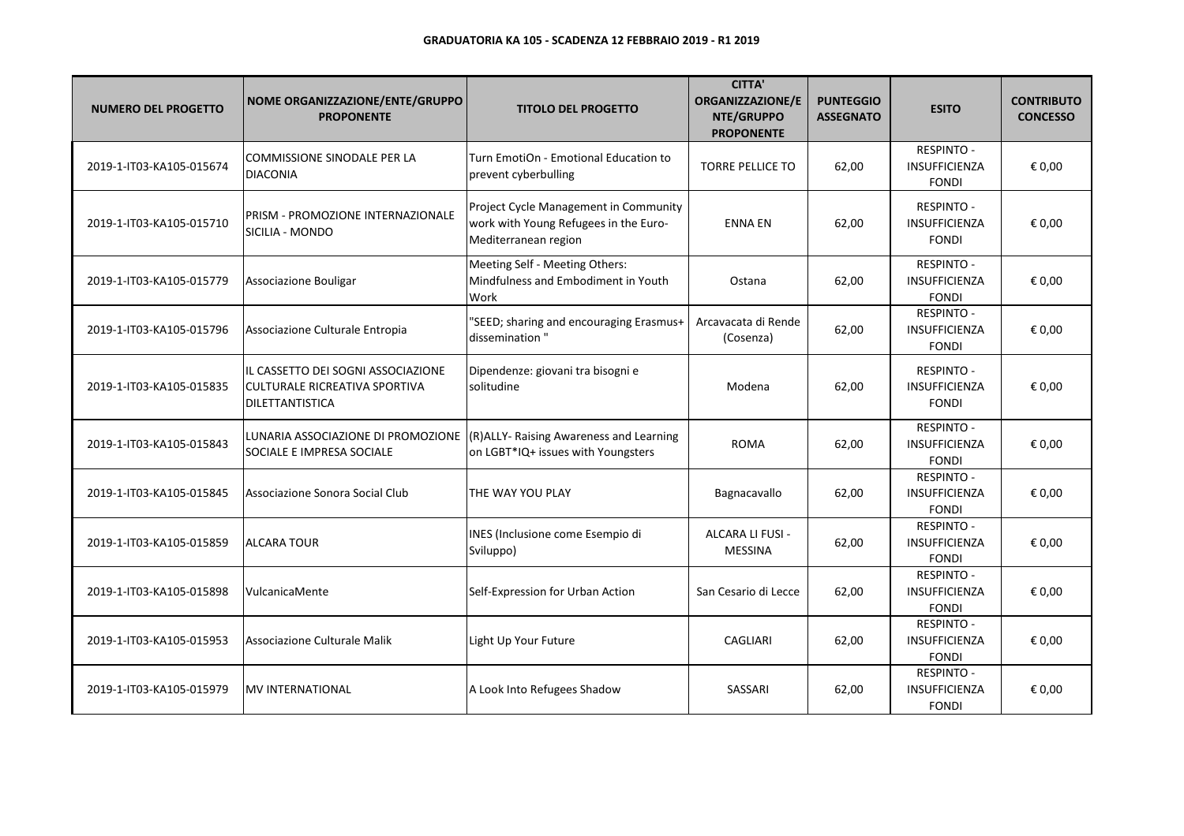**GRADUATORIA KA 105 - SCADENZA 12 FEBBRAIO 2019 - R1 2019**

| NUMERO DEL PROGETTO | NOME ORGANIZZAZIONE/ENTE/GRUPPO PROPONENTE | TITOLO DEL PROGETTO | CITTA' ORGANIZZAZIONE/ENTE/GRUPPO PROPONENTE | PUNTEGGIO ASSEGNATO | ESITO | CONTRIBUTO CONCESSO |
|---|---|---|---|---|---|---|
| 2019-1-IT03-KA105-015674 | COMMISSIONE SINODALE PER LA DIACONIA | Turn EmotiOn - Emotional Education to prevent cyberbulling | TORRE PELLICE TO | 62,00 | RESPINTO - INSUFFICIENZA FONDI | € 0,00 |
| 2019-1-IT03-KA105-015710 | PRISM - PROMOZIONE INTERNAZIONALE SICILIA - MONDO | Project Cycle Management in Community work with Young Refugees in the Euro-Mediterranean region | ENNA EN | 62,00 | RESPINTO - INSUFFICIENZA FONDI | € 0,00 |
| 2019-1-IT03-KA105-015779 | Associazione Bouligar | Meeting Self - Meeting Others: Mindfulness and Embodiment in Youth Work | Ostana | 62,00 | RESPINTO - INSUFFICIENZA FONDI | € 0,00 |
| 2019-1-IT03-KA105-015796 | Associazione Culturale Entropia | "SEED; sharing and encouraging Erasmus+ dissemination " | Arcavacata di Rende (Cosenza) | 62,00 | RESPINTO - INSUFFICIENZA FONDI | € 0,00 |
| 2019-1-IT03-KA105-015835 | IL CASSETTO DEI SOGNI ASSOCIAZIONE CULTURALE RICREATIVA SPORTIVA DILETTANTISTICA | Dipendenze: giovani tra bisogni e solitudine | Modena | 62,00 | RESPINTO - INSUFFICIENZA FONDI | € 0,00 |
| 2019-1-IT03-KA105-015843 | LUNARIA ASSOCIAZIONE DI PROMOZIONE SOCIALE E IMPRESA SOCIALE | (R)ALLY- Raising Awareness and Learning on LGBT*IQ+ issues with Youngsters | ROMA | 62,00 | RESPINTO - INSUFFICIENZA FONDI | € 0,00 |
| 2019-1-IT03-KA105-015845 | Associazione Sonora Social Club | THE WAY YOU PLAY | Bagnacavallo | 62,00 | RESPINTO - INSUFFICIENZA FONDI | € 0,00 |
| 2019-1-IT03-KA105-015859 | ALCARA TOUR | INES (Inclusione come Esempio di Sviluppo) | ALCARA LI FUSI - MESSINA | 62,00 | RESPINTO - INSUFFICIENZA FONDI | € 0,00 |
| 2019-1-IT03-KA105-015898 | VulcanicaMente | Self-Expression for Urban Action | San Cesario di Lecce | 62,00 | RESPINTO - INSUFFICIENZA FONDI | € 0,00 |
| 2019-1-IT03-KA105-015953 | Associazione Culturale Malik | Light Up Your Future | CAGLIARI | 62,00 | RESPINTO - INSUFFICIENZA FONDI | € 0,00 |
| 2019-1-IT03-KA105-015979 | MV INTERNATIONAL | A Look Into Refugees Shadow | SASSARI | 62,00 | RESPINTO - INSUFFICIENZA FONDI | € 0,00 |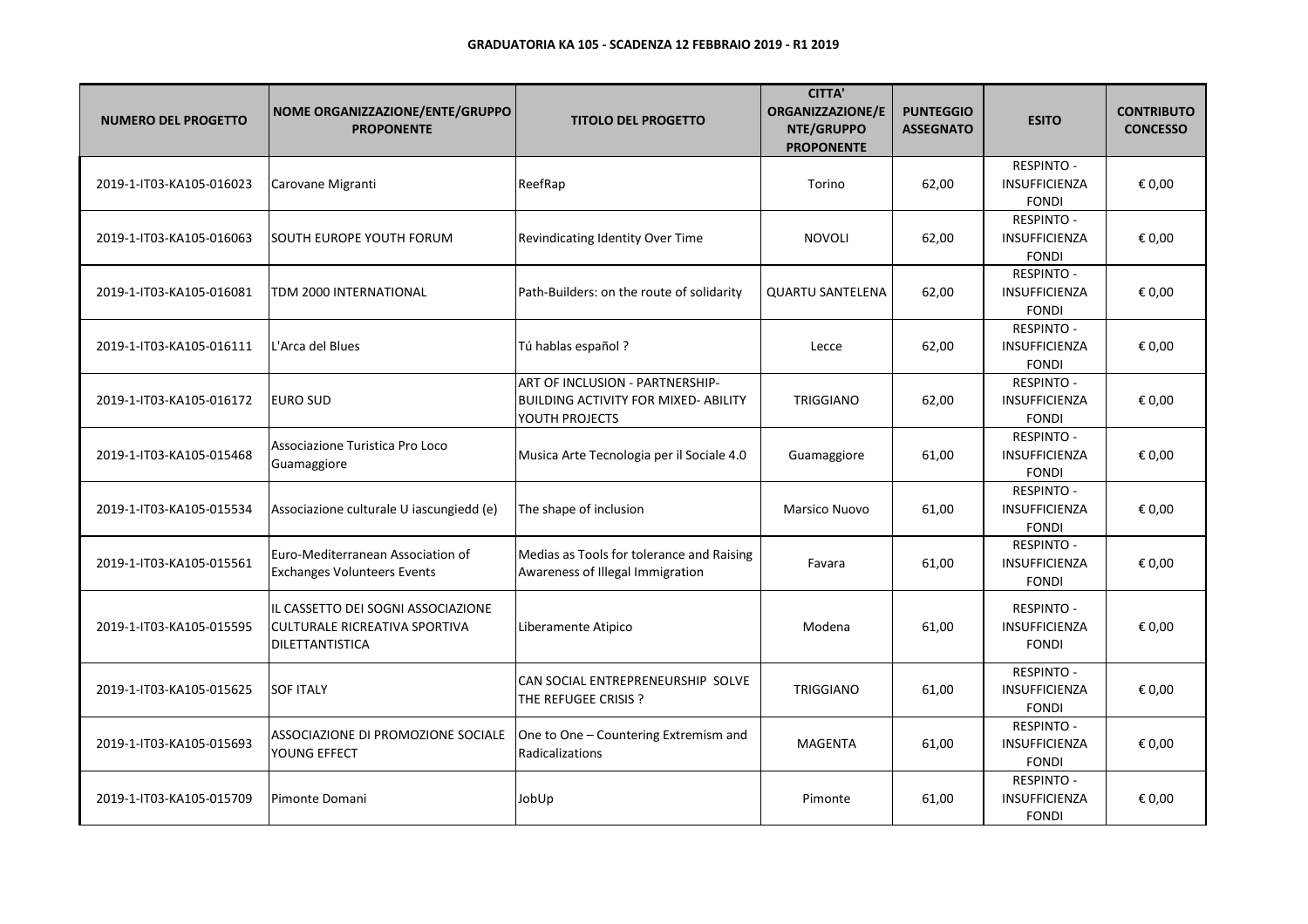**GRADUATORIA KA 105 - SCADENZA 12 FEBBRAIO 2019 - R1 2019**

| NUMERO DEL PROGETTO | NOME ORGANIZZAZIONE/ENTE/GRUPPO PROPONENTE | TITOLO DEL PROGETTO | CITTA' ORGANIZZAZIONE/ENTE/GRUPPO PROPONENTE | PUNTEGGIO ASSEGNATO | ESITO | CONTRIBUTO CONCESSO |
|---|---|---|---|---|---|---|
| 2019-1-IT03-KA105-016023 | Carovane Migranti | ReefRap | Torino | 62,00 | RESPINTO - INSUFFICIENZA FONDI | € 0,00 |
| 2019-1-IT03-KA105-016063 | SOUTH EUROPE YOUTH FORUM | Revindicating Identity Over Time | NOVOLI | 62,00 | RESPINTO - INSUFFICIENZA FONDI | € 0,00 |
| 2019-1-IT03-KA105-016081 | TDM 2000 INTERNATIONAL | Path-Builders: on the route of solidarity | QUARTU SANTELENA | 62,00 | RESPINTO - INSUFFICIENZA FONDI | € 0,00 |
| 2019-1-IT03-KA105-016111 | L'Arca del Blues | Tú hablas español ? | Lecce | 62,00 | RESPINTO - INSUFFICIENZA FONDI | € 0,00 |
| 2019-1-IT03-KA105-016172 | EURO SUD | ART OF INCLUSION - PARTNERSHIP-BUILDING ACTIVITY FOR MIXED- ABILITY YOUTH PROJECTS | TRIGGIANO | 62,00 | RESPINTO - INSUFFICIENZA FONDI | € 0,00 |
| 2019-1-IT03-KA105-015468 | Associazione Turistica Pro Loco Guamaggiore | Musica Arte Tecnologia per il Sociale 4.0 | Guamaggiore | 61,00 | RESPINTO - INSUFFICIENZA FONDI | € 0,00 |
| 2019-1-IT03-KA105-015534 | Associazione culturale U iascungiedd (e) | The shape of inclusion | Marsico Nuovo | 61,00 | RESPINTO - INSUFFICIENZA FONDI | € 0,00 |
| 2019-1-IT03-KA105-015561 | Euro-Mediterranean Association of Exchanges Volunteers Events | Medias as Tools for tolerance and Raising Awareness of Illegal Immigration | Favara | 61,00 | RESPINTO - INSUFFICIENZA FONDI | € 0,00 |
| 2019-1-IT03-KA105-015595 | IL CASSETTO DEI SOGNI ASSOCIAZIONE CULTURALE RICREATIVA SPORTIVA DILETTANTISTICA | Liberamente Atipico | Modena | 61,00 | RESPINTO - INSUFFICIENZA FONDI | € 0,00 |
| 2019-1-IT03-KA105-015625 | SOF ITALY | CAN SOCIAL ENTREPRENEURSHIP SOLVE THE REFUGEE CRISIS ? | TRIGGIANO | 61,00 | RESPINTO - INSUFFICIENZA FONDI | € 0,00 |
| 2019-1-IT03-KA105-015693 | ASSOCIAZIONE DI PROMOZIONE SOCIALE YOUNG EFFECT | One to One – Countering Extremism and Radicalizations | MAGENTA | 61,00 | RESPINTO - INSUFFICIENZA FONDI | € 0,00 |
| 2019-1-IT03-KA105-015709 | Pimonte Domani | JobUp | Pimonte | 61,00 | RESPINTO - INSUFFICIENZA FONDI | € 0,00 |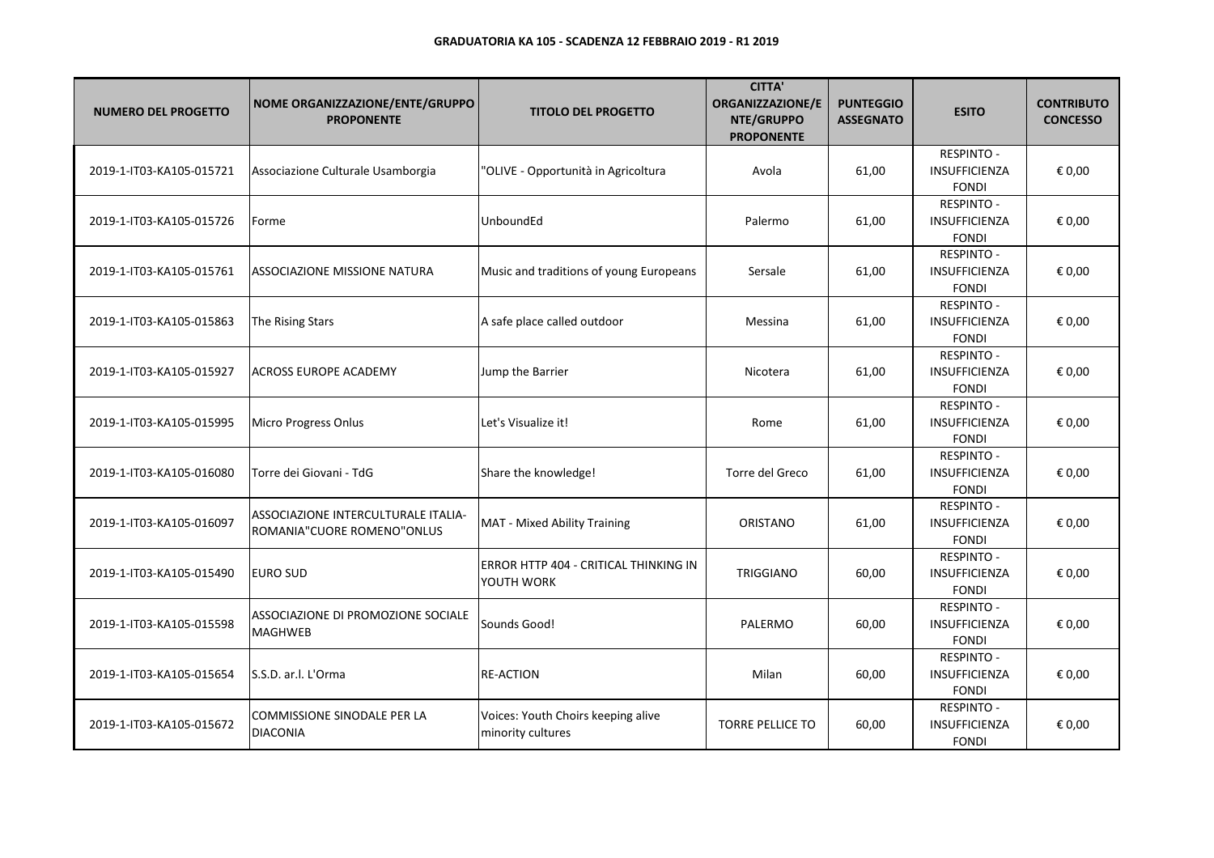**GRADUATORIA KA 105 - SCADENZA 12 FEBBRAIO 2019 - R1 2019**

| NUMERO DEL PROGETTO | NOME ORGANIZZAZIONE/ENTE/GRUPPO PROPONENTE | TITOLO DEL PROGETTO | CITTA' ORGANIZZAZIONE/ENTE/GRUPPO PROPONENTE | PUNTEGGIO ASSEGNATO | ESITO | CONTRIBUTO CONCESSO |
|---|---|---|---|---|---|---|
| 2019-1-IT03-KA105-015721 | Associazione Culturale Usamborgia | "OLIVE - Opportunità in Agricoltura | Avola | 61,00 | RESPINTO - INSUFFICIENZA FONDI | € 0,00 |
| 2019-1-IT03-KA105-015726 | Forme | UnboundEd | Palermo | 61,00 | RESPINTO - INSUFFICIENZA FONDI | € 0,00 |
| 2019-1-IT03-KA105-015761 | ASSOCIAZIONE MISSIONE NATURA | Music and traditions of young Europeans | Sersale | 61,00 | RESPINTO - INSUFFICIENZA FONDI | € 0,00 |
| 2019-1-IT03-KA105-015863 | The Rising Stars | A safe place called outdoor | Messina | 61,00 | RESPINTO - INSUFFICIENZA FONDI | € 0,00 |
| 2019-1-IT03-KA105-015927 | ACROSS EUROPE ACADEMY | Jump the Barrier | Nicotera | 61,00 | RESPINTO - INSUFFICIENZA FONDI | € 0,00 |
| 2019-1-IT03-KA105-015995 | Micro Progress Onlus | Let's Visualize it! | Rome | 61,00 | RESPINTO - INSUFFICIENZA FONDI | € 0,00 |
| 2019-1-IT03-KA105-016080 | Torre dei Giovani - TdG | Share the knowledge! | Torre del Greco | 61,00 | RESPINTO - INSUFFICIENZA FONDI | € 0,00 |
| 2019-1-IT03-KA105-016097 | ASSOCIAZIONE INTERCULTURALE ITALIA-ROMANIA"CUORE ROMENO"ONLUS | MAT - Mixed Ability Training | ORISTANO | 61,00 | RESPINTO - INSUFFICIENZA FONDI | € 0,00 |
| 2019-1-IT03-KA105-015490 | EURO SUD | ERROR HTTP 404 - CRITICAL THINKING IN YOUTH WORK | TRIGGIANO | 60,00 | RESPINTO - INSUFFICIENZA FONDI | € 0,00 |
| 2019-1-IT03-KA105-015598 | ASSOCIAZIONE DI PROMOZIONE SOCIALE MAGHWEB | Sounds Good! | PALERMO | 60,00 | RESPINTO - INSUFFICIENZA FONDI | € 0,00 |
| 2019-1-IT03-KA105-015654 | S.S.D. ar.l. L'Orma | RE-ACTION | Milan | 60,00 | RESPINTO - INSUFFICIENZA FONDI | € 0,00 |
| 2019-1-IT03-KA105-015672 | COMMISSIONE SINODALE PER LA DIACONIA | Voices: Youth Choirs keeping alive minority cultures | TORRE PELLICE TO | 60,00 | RESPINTO - INSUFFICIENZA FONDI | € 0,00 |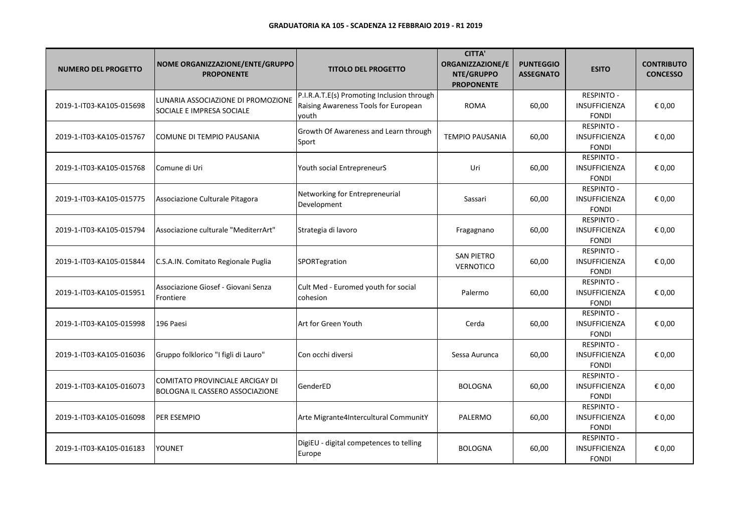**GRADUATORIA KA 105 - SCADENZA 12 FEBBRAIO 2019 - R1 2019**

| NUMERO DEL PROGETTO | NOME ORGANIZZAZIONE/ENTE/GRUPPO PROPONENTE | TITOLO DEL PROGETTO | CITTA' ORGANIZZAZIONE/ENTE/GRUPPO PROPONENTE | PUNTEGGIO ASSEGNATO | ESITO | CONTRIBUTO CONCESSO |
|---|---|---|---|---|---|---|
| 2019-1-IT03-KA105-015698 | LUNARIA ASSOCIAZIONE DI PROMOZIONE SOCIALE E IMPRESA SOCIALE | P.I.R.A.T.E(s) Promoting Inclusion through Raising Awareness Tools for European youth | ROMA | 60,00 | RESPINTO - INSUFFICIENZA FONDI | € 0,00 |
| 2019-1-IT03-KA105-015767 | COMUNE DI TEMPIO PAUSANIA | Growth Of Awareness and Learn through Sport | TEMPIO PAUSANIA | 60,00 | RESPINTO - INSUFFICIENZA FONDI | € 0,00 |
| 2019-1-IT03-KA105-015768 | Comune di Uri | Youth social EntrepreneurS | Uri | 60,00 | RESPINTO - INSUFFICIENZA FONDI | € 0,00 |
| 2019-1-IT03-KA105-015775 | Associazione Culturale Pitagora | Networking for Entrepreneurial Development | Sassari | 60,00 | RESPINTO - INSUFFICIENZA FONDI | € 0,00 |
| 2019-1-IT03-KA105-015794 | Associazione culturale "MediterrArt" | Strategia di lavoro | Fragagnano | 60,00 | RESPINTO - INSUFFICIENZA FONDI | € 0,00 |
| 2019-1-IT03-KA105-015844 | C.S.A.IN. Comitato Regionale Puglia | SPORTegration | SAN PIETRO VERNOTICO | 60,00 | RESPINTO - INSUFFICIENZA FONDI | € 0,00 |
| 2019-1-IT03-KA105-015951 | Associazione Giosef - Giovani Senza Frontiere | Cult Med - Euromed youth for social cohesion | Palermo | 60,00 | RESPINTO - INSUFFICIENZA FONDI | € 0,00 |
| 2019-1-IT03-KA105-015998 | 196 Paesi | Art for Green Youth | Cerda | 60,00 | RESPINTO - INSUFFICIENZA FONDI | € 0,00 |
| 2019-1-IT03-KA105-016036 | Gruppo folklorico "I figli di Lauro" | Con occhi diversi | Sessa Aurunca | 60,00 | RESPINTO - INSUFFICIENZA FONDI | € 0,00 |
| 2019-1-IT03-KA105-016073 | COMITATO PROVINCIALE ARCIGAY DI BOLOGNA IL CASSERO ASSOCIAZIONE | GenderED | BOLOGNA | 60,00 | RESPINTO - INSUFFICIENZA FONDI | € 0,00 |
| 2019-1-IT03-KA105-016098 | PER ESEMPIO | Arte Migrante4Intercultural CommunitY | PALERMO | 60,00 | RESPINTO - INSUFFICIENZA FONDI | € 0,00 |
| 2019-1-IT03-KA105-016183 | YOUNET | DigiEU - digital competences to telling Europe | BOLOGNA | 60,00 | RESPINTO - INSUFFICIENZA FONDI | € 0,00 |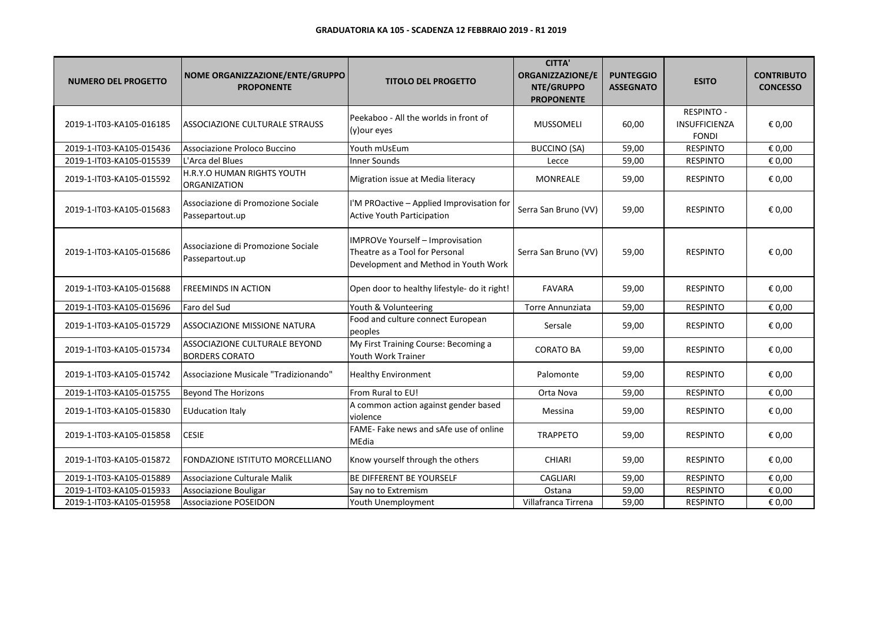**GRADUATORIA KA 105 - SCADENZA 12 FEBBRAIO 2019 - R1 2019**

| NUMERO DEL PROGETTO | NOME ORGANIZZAZIONE/ENTE/GRUPPO PROPONENTE | TITOLO DEL PROGETTO | CITTA' ORGANIZZAZIONE/ENTE/GRUPPO PROPONENTE | PUNTEGGIO ASSEGNATO | ESITO | CONTRIBUTO CONCESSO |
|---|---|---|---|---|---|---|
| 2019-1-IT03-KA105-016185 | ASSOCIAZIONE CULTURALE STRAUSS | Peekaboo - All the worlds in front of (y)our eyes | MUSSOMELI | 60,00 | RESPINTO - INSUFFICIENZA FONDI | € 0,00 |
| 2019-1-IT03-KA105-015436 | Associazione Proloco Buccino | Youth mUsEum | BUCCINO (SA) | 59,00 | RESPINTO | € 0,00 |
| 2019-1-IT03-KA105-015539 | L'Arca del Blues | Inner Sounds | Lecce | 59,00 | RESPINTO | € 0,00 |
| 2019-1-IT03-KA105-015592 | H.R.Y.O HUMAN RIGHTS YOUTH ORGANIZATION | Migration issue at Media literacy | MONREALE | 59,00 | RESPINTO | € 0,00 |
| 2019-1-IT03-KA105-015683 | Associazione di Promozione Sociale Passepartout.up | I'M PROactive – Applied Improvisation for Active Youth Participation | Serra San Bruno (VV) | 59,00 | RESPINTO | € 0,00 |
| 2019-1-IT03-KA105-015686 | Associazione di Promozione Sociale Passepartout.up | IMPROVe Yourself – Improvisation Theatre as a Tool for Personal Development and Method in Youth Work | Serra San Bruno (VV) | 59,00 | RESPINTO | € 0,00 |
| 2019-1-IT03-KA105-015688 | FREEMINDS IN ACTION | Open door to healthy lifestyle- do it right! | FAVARA | 59,00 | RESPINTO | € 0,00 |
| 2019-1-IT03-KA105-015696 | Faro del Sud | Youth & Volunteering | Torre Annunziata | 59,00 | RESPINTO | € 0,00 |
| 2019-1-IT03-KA105-015729 | ASSOCIAZIONE MISSIONE NATURA | Food and culture connect European peoples | Sersale | 59,00 | RESPINTO | € 0,00 |
| 2019-1-IT03-KA105-015734 | ASSOCIAZIONE CULTURALE BEYOND BORDERS CORATO | My First Training Course: Becoming a Youth Work Trainer | CORATO BA | 59,00 | RESPINTO | € 0,00 |
| 2019-1-IT03-KA105-015742 | Associazione Musicale "Tradizionando" | Healthy Environment | Palomonte | 59,00 | RESPINTO | € 0,00 |
| 2019-1-IT03-KA105-015755 | Beyond The Horizons | From Rural to EU! | Orta Nova | 59,00 | RESPINTO | € 0,00 |
| 2019-1-IT03-KA105-015830 | EUducation Italy | A common action against gender based violence | Messina | 59,00 | RESPINTO | € 0,00 |
| 2019-1-IT03-KA105-015858 | CESIE | FAME- Fake news and sAfe use of online MEdia | TRAPPETO | 59,00 | RESPINTO | € 0,00 |
| 2019-1-IT03-KA105-015872 | FONDAZIONE ISTITUTO MORCELLIANO | Know yourself through the others | CHIARI | 59,00 | RESPINTO | € 0,00 |
| 2019-1-IT03-KA105-015889 | Associazione Culturale Malik | BE DIFFERENT BE YOURSELF | CAGLIARI | 59,00 | RESPINTO | € 0,00 |
| 2019-1-IT03-KA105-015933 | Associazione Bouligar | Say no to Extremism | Ostana | 59,00 | RESPINTO | € 0,00 |
| 2019-1-IT03-KA105-015958 | Associazione POSEIDON | Youth Unemployment | Villafranca Tirrena | 59,00 | RESPINTO | € 0,00 |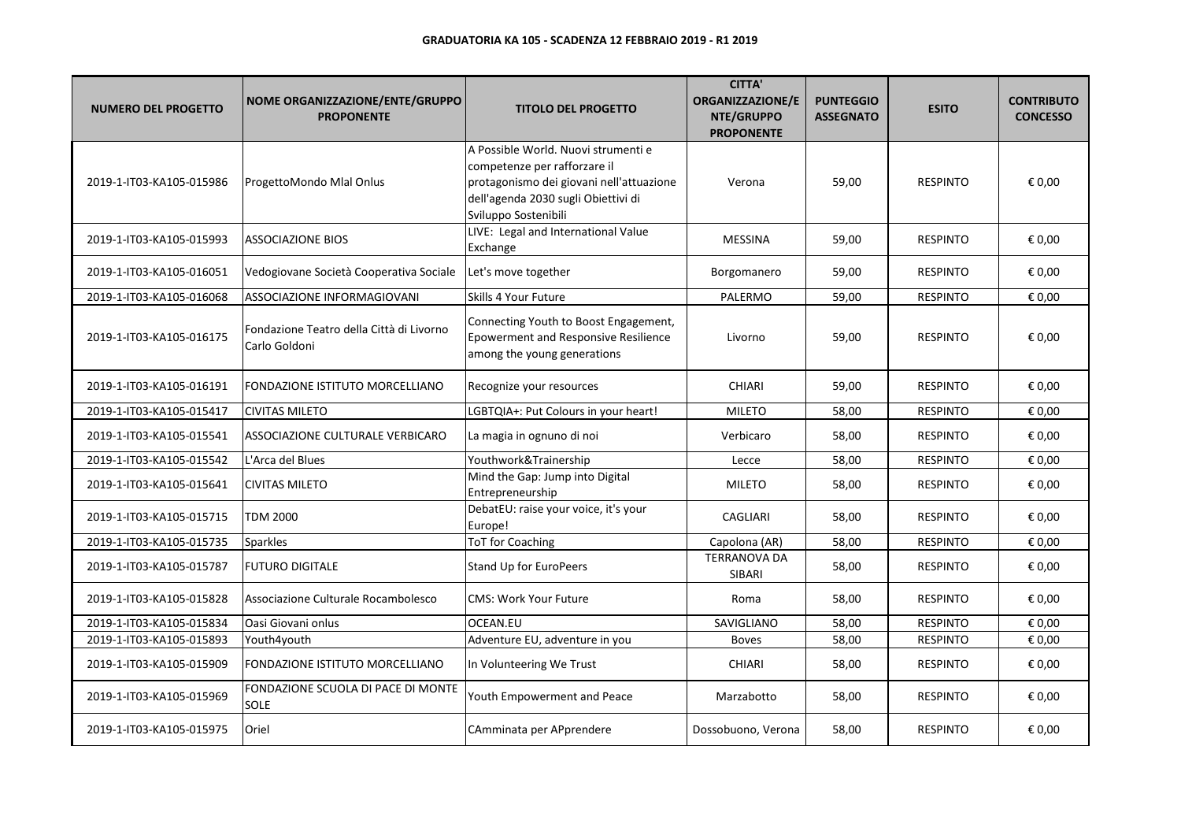**GRADUATORIA KA 105 - SCADENZA 12 FEBBRAIO 2019 - R1 2019**

| NUMERO DEL PROGETTO | NOME ORGANIZZAZIONE/ENTE/GRUPPO PROPONENTE | TITOLO DEL PROGETTO | CITTA' ORGANIZZAZIONE/ENTE/GRUPPO PROPONENTE | PUNTEGGIO ASSEGNATO | ESITO | CONTRIBUTO CONCESSO |
|---|---|---|---|---|---|---|
| 2019-1-IT03-KA105-015986 | ProgettoMondo Mlal Onlus | A Possible World. Nuovi strumenti e competenze per rafforzare il protagonismo dei giovani nell'attuazione dell'agenda 2030 sugli Obiettivi di Sviluppo Sostenibili | Verona | 59,00 | RESPINTO | € 0,00 |
| 2019-1-IT03-KA105-015993 | ASSOCIAZIONE BIOS | LIVE: Legal and International Value Exchange | MESSINA | 59,00 | RESPINTO | € 0,00 |
| 2019-1-IT03-KA105-016051 | Vedogiovane Società Cooperativa Sociale | Let's move together | Borgomanero | 59,00 | RESPINTO | € 0,00 |
| 2019-1-IT03-KA105-016068 | ASSOCIAZIONE INFORMAGIOVANI | Skills 4 Your Future | PALERMO | 59,00 | RESPINTO | € 0,00 |
| 2019-1-IT03-KA105-016175 | Fondazione Teatro della Città di Livorno Carlo Goldoni | Connecting Youth to Boost Engagement, Epowerment and Responsive Resilience among the young generations | Livorno | 59,00 | RESPINTO | € 0,00 |
| 2019-1-IT03-KA105-016191 | FONDAZIONE ISTITUTO MORCELLIANO | Recognize your resources | CHIARI | 59,00 | RESPINTO | € 0,00 |
| 2019-1-IT03-KA105-015417 | CIVITAS MILETO | LGBTQIA+: Put Colours in your heart! | MILETO | 58,00 | RESPINTO | € 0,00 |
| 2019-1-IT03-KA105-015541 | ASSOCIAZIONE CULTURALE VERBICARO | La magia in ognuno di noi | Verbicaro | 58,00 | RESPINTO | € 0,00 |
| 2019-1-IT03-KA105-015542 | L'Arca del Blues | Youthwork&Trainership | Lecce | 58,00 | RESPINTO | € 0,00 |
| 2019-1-IT03-KA105-015641 | CIVITAS MILETO | Mind the Gap: Jump into Digital Entrepreneurship | MILETO | 58,00 | RESPINTO | € 0,00 |
| 2019-1-IT03-KA105-015715 | TDM 2000 | DebatEU: raise your voice, it's your Europe! | CAGLIARI | 58,00 | RESPINTO | € 0,00 |
| 2019-1-IT03-KA105-015735 | Sparkles | ToT for Coaching | Capolona (AR) | 58,00 | RESPINTO | € 0,00 |
| 2019-1-IT03-KA105-015787 | FUTURO DIGITALE | Stand Up for EuroPeers | TERRANOVA DA SIBARI | 58,00 | RESPINTO | € 0,00 |
| 2019-1-IT03-KA105-015828 | Associazione Culturale Rocambolesco | CMS: Work Your Future | Roma | 58,00 | RESPINTO | € 0,00 |
| 2019-1-IT03-KA105-015834 | Oasi Giovani onlus | OCEAN.EU | SAVIGLIANO | 58,00 | RESPINTO | € 0,00 |
| 2019-1-IT03-KA105-015893 | Youth4youth | Adventure EU, adventure in you | Boves | 58,00 | RESPINTO | € 0,00 |
| 2019-1-IT03-KA105-015909 | FONDAZIONE ISTITUTO MORCELLIANO | In Volunteering We Trust | CHIARI | 58,00 | RESPINTO | € 0,00 |
| 2019-1-IT03-KA105-015969 | FONDAZIONE SCUOLA DI PACE DI MONTE SOLE | Youth Empowerment and Peace | Marzabotto | 58,00 | RESPINTO | € 0,00 |
| 2019-1-IT03-KA105-015975 | Oriel | CAmminata per APprendere | Dossobuono, Verona | 58,00 | RESPINTO | € 0,00 |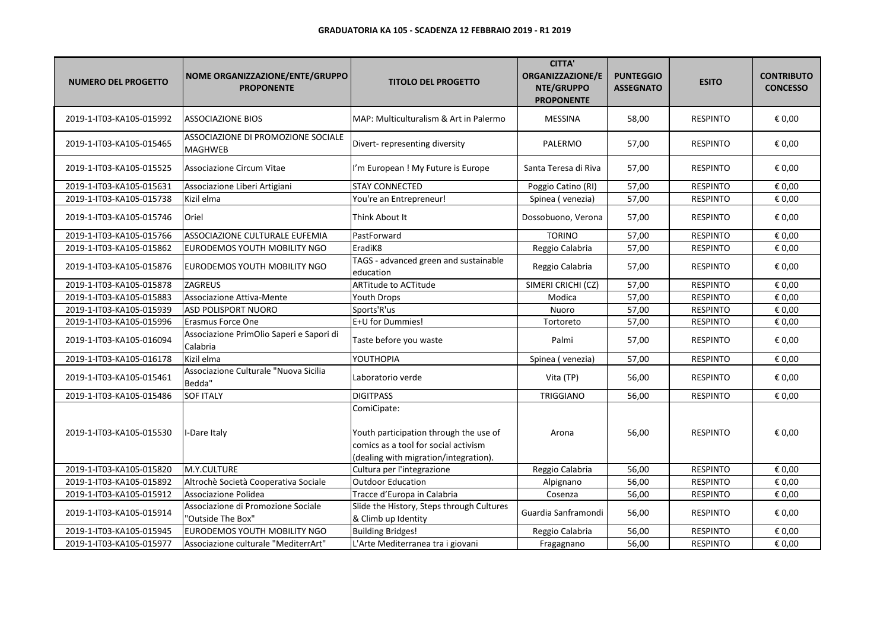**GRADUATORIA KA 105 - SCADENZA 12 FEBBRAIO 2019 - R1 2019**

| NUMERO DEL PROGETTO | NOME ORGANIZZAZIONE/ENTE/GRUPPO PROPONENTE | TITOLO DEL PROGETTO | CITTA' ORGANIZZAZIONE/ENTE/GRUPPO PROPONENTE | PUNTEGGIO ASSEGNATO | ESITO | CONTRIBUTO CONCESSO |
|---|---|---|---|---|---|---|
| 2019-1-IT03-KA105-015992 | ASSOCIAZIONE BIOS | MAP: Multiculturalism & Art in Palermo | MESSINA | 58,00 | RESPINTO | € 0,00 |
| 2019-1-IT03-KA105-015465 | ASSOCIAZIONE DI PROMOZIONE SOCIALE MAGHWEB | Divert- representing diversity | PALERMO | 57,00 | RESPINTO | € 0,00 |
| 2019-1-IT03-KA105-015525 | Associazione Circum Vitae | I'm European ! My Future is Europe | Santa Teresa di Riva | 57,00 | RESPINTO | € 0,00 |
| 2019-1-IT03-KA105-015631 | Associazione Liberi Artigiani | STAY CONNECTED | Poggio Catino (RI) | 57,00 | RESPINTO | € 0,00 |
| 2019-1-IT03-KA105-015738 | Kizil elma | You're an Entrepreneur! | Spinea ( venezia) | 57,00 | RESPINTO | € 0,00 |
| 2019-1-IT03-KA105-015746 | Oriel | Think About It | Dossobuono, Verona | 57,00 | RESPINTO | € 0,00 |
| 2019-1-IT03-KA105-015766 | ASSOCIAZIONE CULTURALE EUFEMIA | PastForward | TORINO | 57,00 | RESPINTO | € 0,00 |
| 2019-1-IT03-KA105-015862 | EURODEMOS YOUTH MOBILITY NGO | EradiK8 | Reggio Calabria | 57,00 | RESPINTO | € 0,00 |
| 2019-1-IT03-KA105-015876 | EURODEMOS YOUTH MOBILITY NGO | TAGS - advanced green and sustainable education | Reggio Calabria | 57,00 | RESPINTO | € 0,00 |
| 2019-1-IT03-KA105-015878 | ZAGREUS | ARTitude to ACTitude | SIMERI CRICHI (CZ) | 57,00 | RESPINTO | € 0,00 |
| 2019-1-IT03-KA105-015883 | Associazione Attiva-Mente | Youth Drops | Modica | 57,00 | RESPINTO | € 0,00 |
| 2019-1-IT03-KA105-015939 | ASD POLISPORT NUORO | Sports'R'us | Nuoro | 57,00 | RESPINTO | € 0,00 |
| 2019-1-IT03-KA105-015996 | Erasmus Force One | E+U for Dummies! | Tortoreto | 57,00 | RESPINTO | € 0,00 |
| 2019-1-IT03-KA105-016094 | Associazione PrimOlio Saperi e Sapori di Calabria | Taste before you waste | Palmi | 57,00 | RESPINTO | € 0,00 |
| 2019-1-IT03-KA105-016178 | Kizil elma | YOUTHOPIA | Spinea ( venezia) | 57,00 | RESPINTO | € 0,00 |
| 2019-1-IT03-KA105-015461 | Associazione Culturale "Nuova Sicilia Bedda" | Laboratorio verde | Vita (TP) | 56,00 | RESPINTO | € 0,00 |
| 2019-1-IT03-KA105-015486 | SOF ITALY | DIGITPASS | TRIGGIANO | 56,00 | RESPINTO | € 0,00 |
| 2019-1-IT03-KA105-015530 | I-Dare Italy | ComiCipate: Youth participation through the use of comics as a tool for social activism (dealing with migration/integration). | Arona | 56,00 | RESPINTO | € 0,00 |
| 2019-1-IT03-KA105-015820 | M.Y.CULTURE | Cultura per l'integrazione | Reggio Calabria | 56,00 | RESPINTO | € 0,00 |
| 2019-1-IT03-KA105-015892 | Altrochè Società Cooperativa Sociale | Outdoor Education | Alpignano | 56,00 | RESPINTO | € 0,00 |
| 2019-1-IT03-KA105-015912 | Associazione Polidea | Tracce d'Europa in Calabria | Cosenza | 56,00 | RESPINTO | € 0,00 |
| 2019-1-IT03-KA105-015914 | Associazione di Promozione Sociale "Outside The Box" | Slide the History, Steps through Cultures & Climb up Identity | Guardia Sanframondi | 56,00 | RESPINTO | € 0,00 |
| 2019-1-IT03-KA105-015945 | EURODEMOS YOUTH MOBILITY NGO | Building Bridges! | Reggio Calabria | 56,00 | RESPINTO | € 0,00 |
| 2019-1-IT03-KA105-015977 | Associazione culturale "MediterrArt" | L'Arte Mediterranea tra i giovani | Fragagnano | 56,00 | RESPINTO | € 0,00 |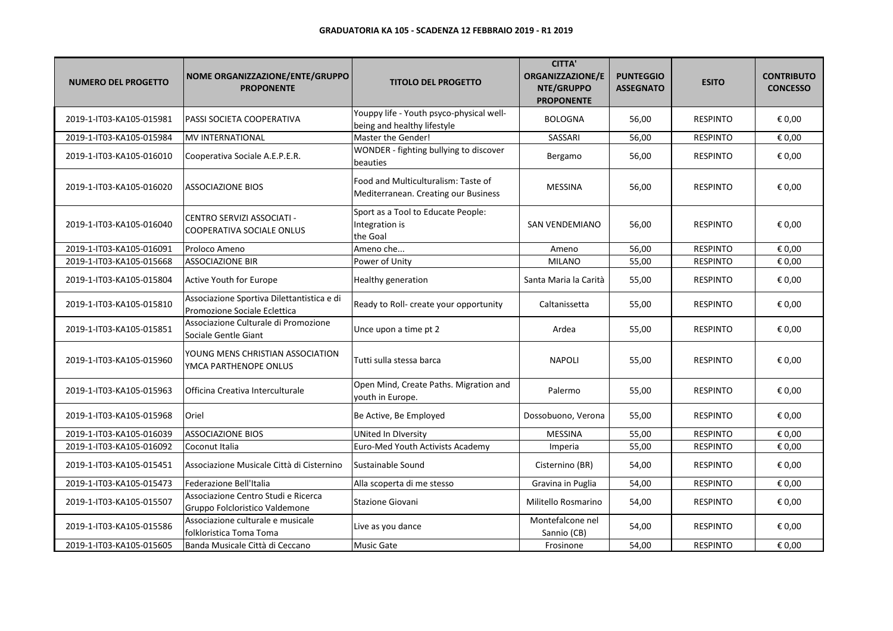**GRADUATORIA KA 105 - SCADENZA 12 FEBBRAIO 2019 - R1 2019**

| NUMERO DEL PROGETTO | NOME ORGANIZZAZIONE/ENTE/GRUPPO PROPONENTE | TITOLO DEL PROGETTO | CITTA' ORGANIZZAZIONE/ENTE/GRUPPO PROPONENTE | PUNTEGGIO ASSEGNATO | ESITO | CONTRIBUTO CONCESSO |
|---|---|---|---|---|---|---|
| 2019-1-IT03-KA105-015981 | PASSI SOCIETA COOPERATIVA | Youppy life - Youth psyco-physical well-being and healthy lifestyle | BOLOGNA | 56,00 | RESPINTO | € 0,00 |
| 2019-1-IT03-KA105-015984 | MV INTERNATIONAL | Master the Gender! | SASSARI | 56,00 | RESPINTO | € 0,00 |
| 2019-1-IT03-KA105-016010 | Cooperativa Sociale A.E.P.E.R. | WONDER - fighting bullying to discover beauties | Bergamo | 56,00 | RESPINTO | € 0,00 |
| 2019-1-IT03-KA105-016020 | ASSOCIAZIONE BIOS | Food and Multiculturalism: Taste of Mediterranean. Creating our Business | MESSINA | 56,00 | RESPINTO | € 0,00 |
| 2019-1-IT03-KA105-016040 | CENTRO SERVIZI ASSOCIATI - COOPERATIVA SOCIALE ONLUS | Sport as a Tool to Educate People: Integration is the Goal | SAN VENDEMIANO | 56,00 | RESPINTO | € 0,00 |
| 2019-1-IT03-KA105-016091 | Proloco Ameno | Ameno che... | Ameno | 56,00 | RESPINTO | € 0,00 |
| 2019-1-IT03-KA105-015668 | ASSOCIAZIONE BIR | Power of Unity | MILANO | 55,00 | RESPINTO | € 0,00 |
| 2019-1-IT03-KA105-015804 | Active Youth for Europe | Healthy generation | Santa Maria la Carità | 55,00 | RESPINTO | € 0,00 |
| 2019-1-IT03-KA105-015810 | Associazione Sportiva Dilettantistica e di Promozione Sociale Eclettica | Ready to Roll- create your opportunity | Caltanissetta | 55,00 | RESPINTO | € 0,00 |
| 2019-1-IT03-KA105-015851 | Associazione Culturale di Promozione Sociale Gentle Giant | Unce upon a time pt 2 | Ardea | 55,00 | RESPINTO | € 0,00 |
| 2019-1-IT03-KA105-015960 | YOUNG MENS CHRISTIAN ASSOCIATION YMCA PARTHENOPE ONLUS | Tutti sulla stessa barca | NAPOLI | 55,00 | RESPINTO | € 0,00 |
| 2019-1-IT03-KA105-015963 | Officina Creativa Interculturale | Open Mind, Create Paths. Migration and youth in Europe. | Palermo | 55,00 | RESPINTO | € 0,00 |
| 2019-1-IT03-KA105-015968 | Oriel | Be Active, Be Employed | Dossobuono, Verona | 55,00 | RESPINTO | € 0,00 |
| 2019-1-IT03-KA105-016039 | ASSOCIAZIONE BIOS | UNited In DIversity | MESSINA | 55,00 | RESPINTO | € 0,00 |
| 2019-1-IT03-KA105-016092 | Coconut Italia | Euro-Med Youth Activists Academy | Imperia | 55,00 | RESPINTO | € 0,00 |
| 2019-1-IT03-KA105-015451 | Associazione Musicale Città di Cisternino | Sustainable Sound | Cisternino (BR) | 54,00 | RESPINTO | € 0,00 |
| 2019-1-IT03-KA105-015473 | Federazione Bell'Italia | Alla scoperta di me stesso | Gravina in Puglia | 54,00 | RESPINTO | € 0,00 |
| 2019-1-IT03-KA105-015507 | Associazione Centro Studi e Ricerca Gruppo Folcloristico Valdemone | Stazione Giovani | Militello Rosmarino | 54,00 | RESPINTO | € 0,00 |
| 2019-1-IT03-KA105-015586 | Associazione culturale e musicale folkloristica Toma Toma | Live as you dance | Montefalcone nel Sannio (CB) | 54,00 | RESPINTO | € 0,00 |
| 2019-1-IT03-KA105-015605 | Banda Musicale Città di Ceccano | Music Gate | Frosinone | 54,00 | RESPINTO | € 0,00 |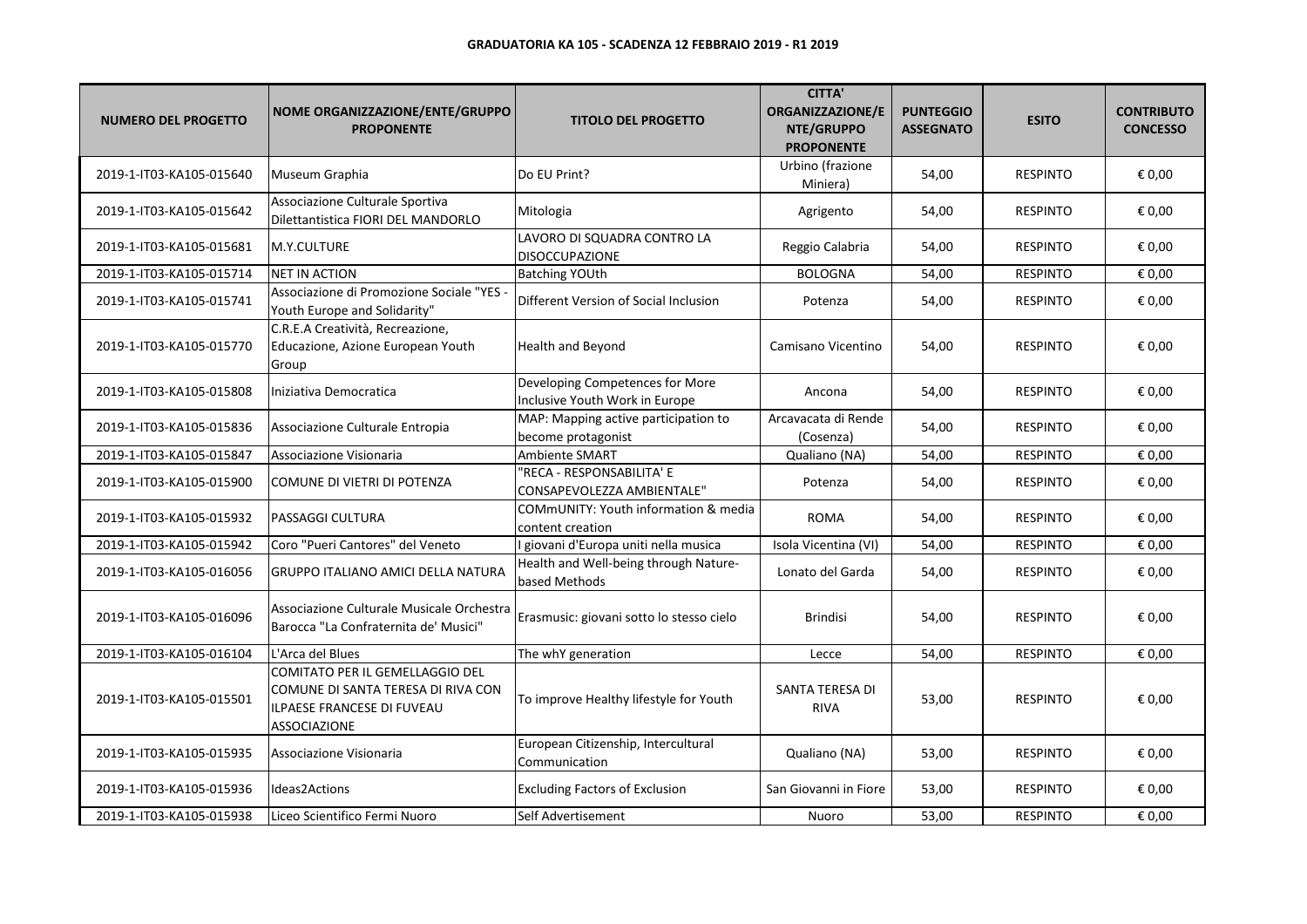**GRADUATORIA KA 105 - SCADENZA 12 FEBBRAIO 2019 - R1 2019**

| NUMERO DEL PROGETTO | NOME ORGANIZZAZIONE/ENTE/GRUPPO PROPONENTE | TITOLO DEL PROGETTO | CITTA' ORGANIZZAZIONE/ENTE/GRUPPO PROPONENTE | PUNTEGGIO ASSEGNATO | ESITO | CONTRIBUTO CONCESSO |
|---|---|---|---|---|---|---|
| 2019-1-IT03-KA105-015640 | Museum Graphia | Do EU Print? | Urbino (frazione Miniera) | 54,00 | RESPINTO | € 0,00 |
| 2019-1-IT03-KA105-015642 | Associazione Culturale Sportiva Dilettantistica FIORI DEL MANDORLO | Mitologia | Agrigento | 54,00 | RESPINTO | € 0,00 |
| 2019-1-IT03-KA105-015681 | M.Y.CULTURE | LAVORO DI SQUADRA CONTRO LA DISOCCUPAZIONE | Reggio Calabria | 54,00 | RESPINTO | € 0,00 |
| 2019-1-IT03-KA105-015714 | NET IN ACTION | Batching YOUth | BOLOGNA | 54,00 | RESPINTO | € 0,00 |
| 2019-1-IT03-KA105-015741 | Associazione di Promozione Sociale "YES - Youth Europe and Solidarity" | Different Version of Social Inclusion | Potenza | 54,00 | RESPINTO | € 0,00 |
| 2019-1-IT03-KA105-015770 | C.R.E.A Creatività, Recreazione, Educazione, Azione European Youth Group | Health and Beyond | Camisano Vicentino | 54,00 | RESPINTO | € 0,00 |
| 2019-1-IT03-KA105-015808 | Iniziativa Democratica | Developing Competences for More Inclusive Youth Work in Europe | Ancona | 54,00 | RESPINTO | € 0,00 |
| 2019-1-IT03-KA105-015836 | Associazione Culturale Entropia | MAP: Mapping active participation to become protagonist | Arcavacata di Rende (Cosenza) | 54,00 | RESPINTO | € 0,00 |
| 2019-1-IT03-KA105-015847 | Associazione Visionaria | Ambiente SMART | Qualiano (NA) | 54,00 | RESPINTO | € 0,00 |
| 2019-1-IT03-KA105-015900 | COMUNE DI VIETRI DI POTENZA | "RECA - RESPONSABILITA' E CONSAPEVOLEZZA AMBIENTALE" | Potenza | 54,00 | RESPINTO | € 0,00 |
| 2019-1-IT03-KA105-015932 | PASSAGGI CULTURA | COMmUNITY: Youth information & media content creation | ROMA | 54,00 | RESPINTO | € 0,00 |
| 2019-1-IT03-KA105-015942 | Coro "Pueri Cantores" del Veneto | I giovani d'Europa uniti nella musica | Isola Vicentina (VI) | 54,00 | RESPINTO | € 0,00 |
| 2019-1-IT03-KA105-016056 | GRUPPO ITALIANO AMICI DELLA NATURA | Health and Well-being through Nature-based Methods | Lonato del Garda | 54,00 | RESPINTO | € 0,00 |
| 2019-1-IT03-KA105-016096 | Associazione Culturale Musicale Orchestra Barocca "La Confraternita de' Musici" | Erasmusic: giovani sotto lo stesso cielo | Brindisi | 54,00 | RESPINTO | € 0,00 |
| 2019-1-IT03-KA105-016104 | L'Arca del Blues | The whY generation | Lecce | 54,00 | RESPINTO | € 0,00 |
| 2019-1-IT03-KA105-015501 | COMITATO PER IL GEMELLAGGIO DEL COMUNE DI SANTA TERESA DI RIVA CON ILPAESE FRANCESE DI FUVEAU ASSOCIAZIONE | To improve Healthy lifestyle for Youth | SANTA TERESA DI RIVA | 53,00 | RESPINTO | € 0,00 |
| 2019-1-IT03-KA105-015935 | Associazione Visionaria | European Citizenship, Intercultural Communication | Qualiano (NA) | 53,00 | RESPINTO | € 0,00 |
| 2019-1-IT03-KA105-015936 | Ideas2Actions | Excluding Factors of Exclusion | San Giovanni in Fiore | 53,00 | RESPINTO | € 0,00 |
| 2019-1-IT03-KA105-015938 | Liceo Scientifico Fermi Nuoro | Self Advertisement | Nuoro | 53,00 | RESPINTO | € 0,00 |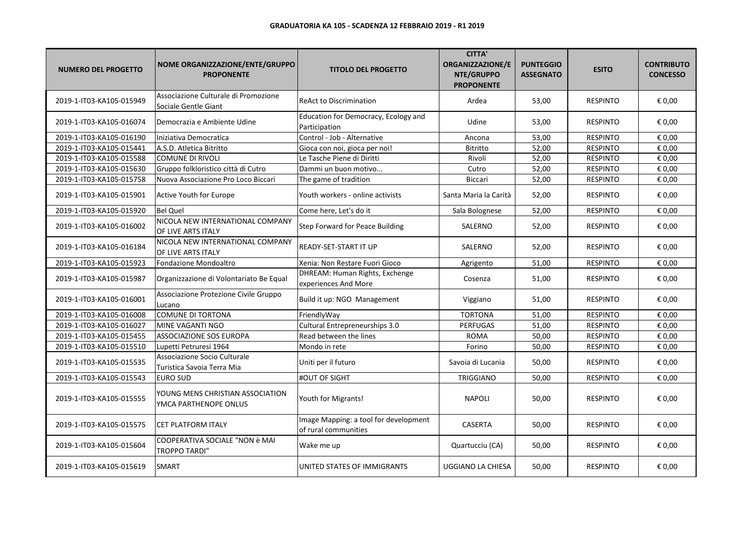**GRADUATORIA KA 105 - SCADENZA 12 FEBBRAIO 2019 - R1 2019**

| NUMERO DEL PROGETTO | NOME ORGANIZZAZIONE/ENTE/GRUPPO PROPONENTE | TITOLO DEL PROGETTO | CITTA' ORGANIZZAZIONE/ENTE/GRUPPO PROPONENTE | PUNTEGGIO ASSEGNATO | ESITO | CONTRIBUTO CONCESSO |
|---|---|---|---|---|---|---|
| 2019-1-IT03-KA105-015949 | Associazione Culturale di Promozione Sociale Gentle Giant | ReAct to Discrimination | Ardea | 53,00 | RESPINTO | € 0,00 |
| 2019-1-IT03-KA105-016074 | Democrazia e Ambiente Udine | Education for Democracy, Ecology and Participation | Udine | 53,00 | RESPINTO | € 0,00 |
| 2019-1-IT03-KA105-016190 | Iniziativa Democratica | Control - Job - Alternative | Ancona | 53,00 | RESPINTO | € 0,00 |
| 2019-1-IT03-KA105-015441 | A.S.D. Atletica Bitritto | Gioca con noi, gioca per noi! | Bitritto | 52,00 | RESPINTO | € 0,00 |
| 2019-1-IT03-KA105-015588 | COMUNE DI RIVOLI | Le Tasche Piene di Diritti | Rivoli | 52,00 | RESPINTO | € 0,00 |
| 2019-1-IT03-KA105-015630 | Gruppo folkloristico città di Cutro | Dammi un buon motivo... | Cutro | 52,00 | RESPINTO | € 0,00 |
| 2019-1-IT03-KA105-015758 | Nuova Associazione Pro Loco Biccari | The game of tradition | Biccari | 52,00 | RESPINTO | € 0,00 |
| 2019-1-IT03-KA105-015901 | Active Youth for Europe | Youth workers - online activists | Santa Maria la Carità | 52,00 | RESPINTO | € 0,00 |
| 2019-1-IT03-KA105-015920 | Bel Quel | Come here, Let's do it | Sala Bolognese | 52,00 | RESPINTO | € 0,00 |
| 2019-1-IT03-KA105-016002 | NICOLA NEW INTERNATIONAL COMPANY OF LIVE ARTS ITALY | Step Forward for Peace Building | SALERNO | 52,00 | RESPINTO | € 0,00 |
| 2019-1-IT03-KA105-016184 | NICOLA NEW INTERNATIONAL COMPANY OF LIVE ARTS ITALY | READY-SET-START IT UP | SALERNO | 52,00 | RESPINTO | € 0,00 |
| 2019-1-IT03-KA105-015923 | Fondazione Mondoaltro | Xenia: Non Restare Fuori Gioco | Agrigento | 51,00 | RESPINTO | € 0,00 |
| 2019-1-IT03-KA105-015987 | Organizzazione di Volontariato Be Equal | DHREAM: Human Rights, Exchenge experiences And More | Cosenza | 51,00 | RESPINTO | € 0,00 |
| 2019-1-IT03-KA105-016001 | Associazione Protezione Civile Gruppo Lucano | Build it up: NGO Management | Viggiano | 51,00 | RESPINTO | € 0,00 |
| 2019-1-IT03-KA105-016008 | COMUNE DI TORTONA | FriendlyWay | TORTONA | 51,00 | RESPINTO | € 0,00 |
| 2019-1-IT03-KA105-016027 | MINE VAGANTI NGO | Cultural Entrepreneurships 3.0 | PERFUGAS | 51,00 | RESPINTO | € 0,00 |
| 2019-1-IT03-KA105-015455 | ASSOCIAZIONE SOS EUROPA | Read between the lines | ROMA | 50,00 | RESPINTO | € 0,00 |
| 2019-1-IT03-KA105-015510 | Lupetti Petruresi 1964 | Mondo in rete | Forino | 50,00 | RESPINTO | € 0,00 |
| 2019-1-IT03-KA105-015535 | Associazione Socio Culturale Turistica Savoia Terra Mia | Uniti per il futuro | Savoia di Lucania | 50,00 | RESPINTO | € 0,00 |
| 2019-1-IT03-KA105-015543 | EURO SUD | #OUT OF SIGHT | TRIGGIANO | 50,00 | RESPINTO | € 0,00 |
| 2019-1-IT03-KA105-015555 | YOUNG MENS CHRISTIAN ASSOCIATION YMCA PARTHENOPE ONLUS | Youth for Migrants! | NAPOLI | 50,00 | RESPINTO | € 0,00 |
| 2019-1-IT03-KA105-015575 | CET PLATFORM ITALY | Image Mapping: a tool for development of rural communities | CASERTA | 50,00 | RESPINTO | € 0,00 |
| 2019-1-IT03-KA105-015604 | COOPERATIVA SOCIALE "NON è MAI TROPPO TARDI" | Wake me up | Quartucciu (CA) | 50,00 | RESPINTO | € 0,00 |
| 2019-1-IT03-KA105-015619 | SMART | UNITED STATES OF IMMIGRANTS | UGGIANO LA CHIESA | 50,00 | RESPINTO | € 0,00 |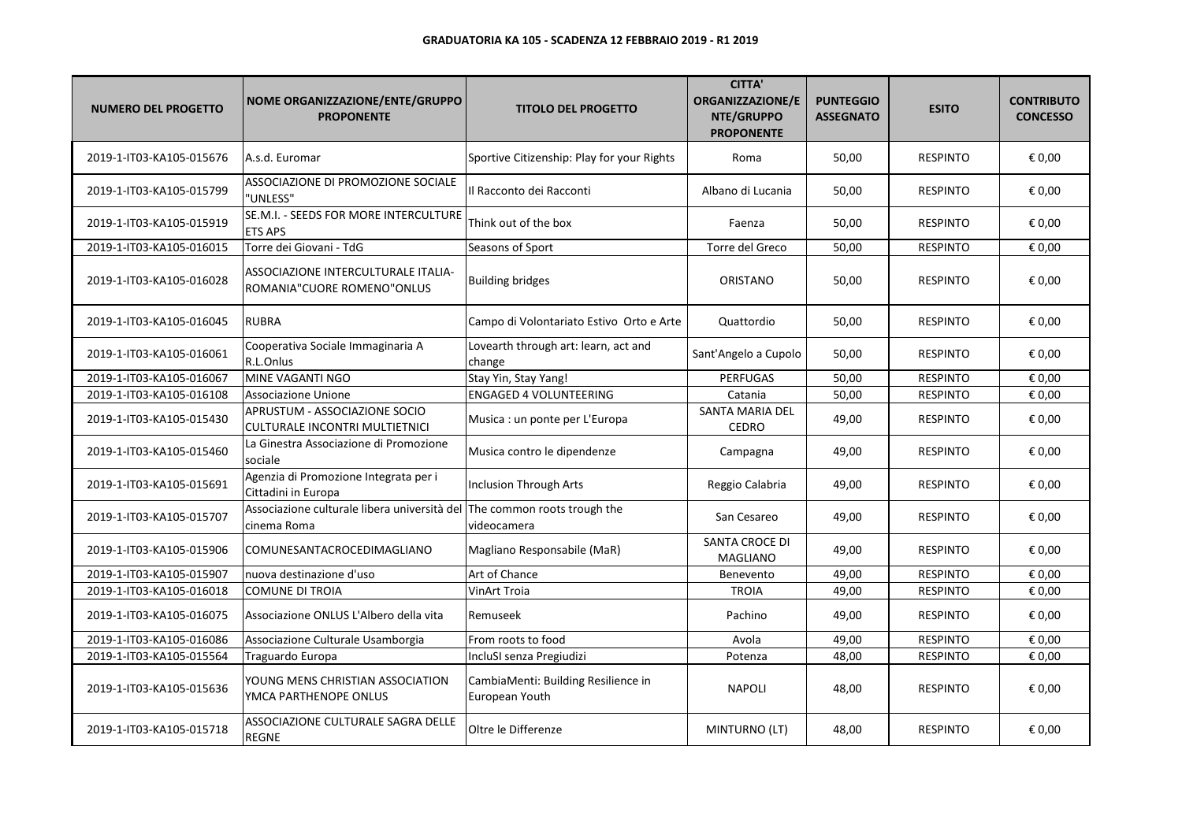**GRADUATORIA KA 105 - SCADENZA 12 FEBBRAIO 2019 - R1 2019**

| NUMERO DEL PROGETTO | NOME ORGANIZZAZIONE/ENTE/GRUPPO PROPONENTE | TITOLO DEL PROGETTO | CITTA' ORGANIZZAZIONE/ENTE/GRUPPO PROPONENTE | PUNTEGGIO ASSEGNATO | ESITO | CONTRIBUTO CONCESSO |
|---|---|---|---|---|---|---|
| 2019-1-IT03-KA105-015676 | A.s.d. Euromar | Sportive Citizenship: Play for your Rights | Roma | 50,00 | RESPINTO | € 0,00 |
| 2019-1-IT03-KA105-015799 | ASSOCIAZIONE DI PROMOZIONE SOCIALE "UNLESS" | Il Racconto dei Racconti | Albano di Lucania | 50,00 | RESPINTO | € 0,00 |
| 2019-1-IT03-KA105-015919 | SE.M.I. - SEEDS FOR MORE INTERCULTURE ETS APS | Think out of the box | Faenza | 50,00 | RESPINTO | € 0,00 |
| 2019-1-IT03-KA105-016015 | Torre dei Giovani - TdG | Seasons of Sport | Torre del Greco | 50,00 | RESPINTO | € 0,00 |
| 2019-1-IT03-KA105-016028 | ASSOCIAZIONE INTERCULTURALE ITALIA-ROMANIA"CUORE ROMENO"ONLUS | Building bridges | ORISTANO | 50,00 | RESPINTO | € 0,00 |
| 2019-1-IT03-KA105-016045 | RUBRA | Campo di Volontariato Estivo Orto e Arte | Quattordio | 50,00 | RESPINTO | € 0,00 |
| 2019-1-IT03-KA105-016061 | Cooperativa Sociale Immaginaria A R.L.Onlus | Lovearth through art: learn, act and change | Sant'Angelo a Cupolo | 50,00 | RESPINTO | € 0,00 |
| 2019-1-IT03-KA105-016067 | MINE VAGANTI NGO | Stay Yin, Stay Yang! | PERFUGAS | 50,00 | RESPINTO | € 0,00 |
| 2019-1-IT03-KA105-016108 | Associazione Unione | ENGAGED 4 VOLUNTEERING | Catania | 50,00 | RESPINTO | € 0,00 |
| 2019-1-IT03-KA105-015430 | APRUSTUM - ASSOCIAZIONE SOCIO CULTURALE INCONTRI MULTIETNICI | Musica : un ponte per L'Europa | SANTA MARIA DEL CEDRO | 49,00 | RESPINTO | € 0,00 |
| 2019-1-IT03-KA105-015460 | La Ginestra Associazione di Promozione sociale | Musica contro le dipendenze | Campagna | 49,00 | RESPINTO | € 0,00 |
| 2019-1-IT03-KA105-015691 | Agenzia di Promozione Integrata per i Cittadini in Europa | Inclusion Through Arts | Reggio Calabria | 49,00 | RESPINTO | € 0,00 |
| 2019-1-IT03-KA105-015707 | Associazione culturale libera università del cinema Roma | The common roots trough the videocamera | San Cesareo | 49,00 | RESPINTO | € 0,00 |
| 2019-1-IT03-KA105-015906 | COMUNESANTACROCEDIMAGLIANO | Magliano Responsabile (MaR) | SANTA CROCE DI MAGLIANO | 49,00 | RESPINTO | € 0,00 |
| 2019-1-IT03-KA105-015907 | nuova destinazione d'uso | Art of Chance | Benevento | 49,00 | RESPINTO | € 0,00 |
| 2019-1-IT03-KA105-016018 | COMUNE DI TROIA | VinArt Troia | TROIA | 49,00 | RESPINTO | € 0,00 |
| 2019-1-IT03-KA105-016075 | Associazione ONLUS L'Albero della vita | Remuseek | Pachino | 49,00 | RESPINTO | € 0,00 |
| 2019-1-IT03-KA105-016086 | Associazione Culturale Usamborgia | From roots to food | Avola | 49,00 | RESPINTO | € 0,00 |
| 2019-1-IT03-KA105-015564 | Traguardo Europa | IncluSI senza Pregiudizi | Potenza | 48,00 | RESPINTO | € 0,00 |
| 2019-1-IT03-KA105-015636 | YOUNG MENS CHRISTIAN ASSOCIATION YMCA PARTHENOPE ONLUS | CambiaMenti: Building Resilience in European Youth | NAPOLI | 48,00 | RESPINTO | € 0,00 |
| 2019-1-IT03-KA105-015718 | ASSOCIAZIONE CULTURALE SAGRA DELLE REGNE | Oltre le Differenze | MINTURNO (LT) | 48,00 | RESPINTO | € 0,00 |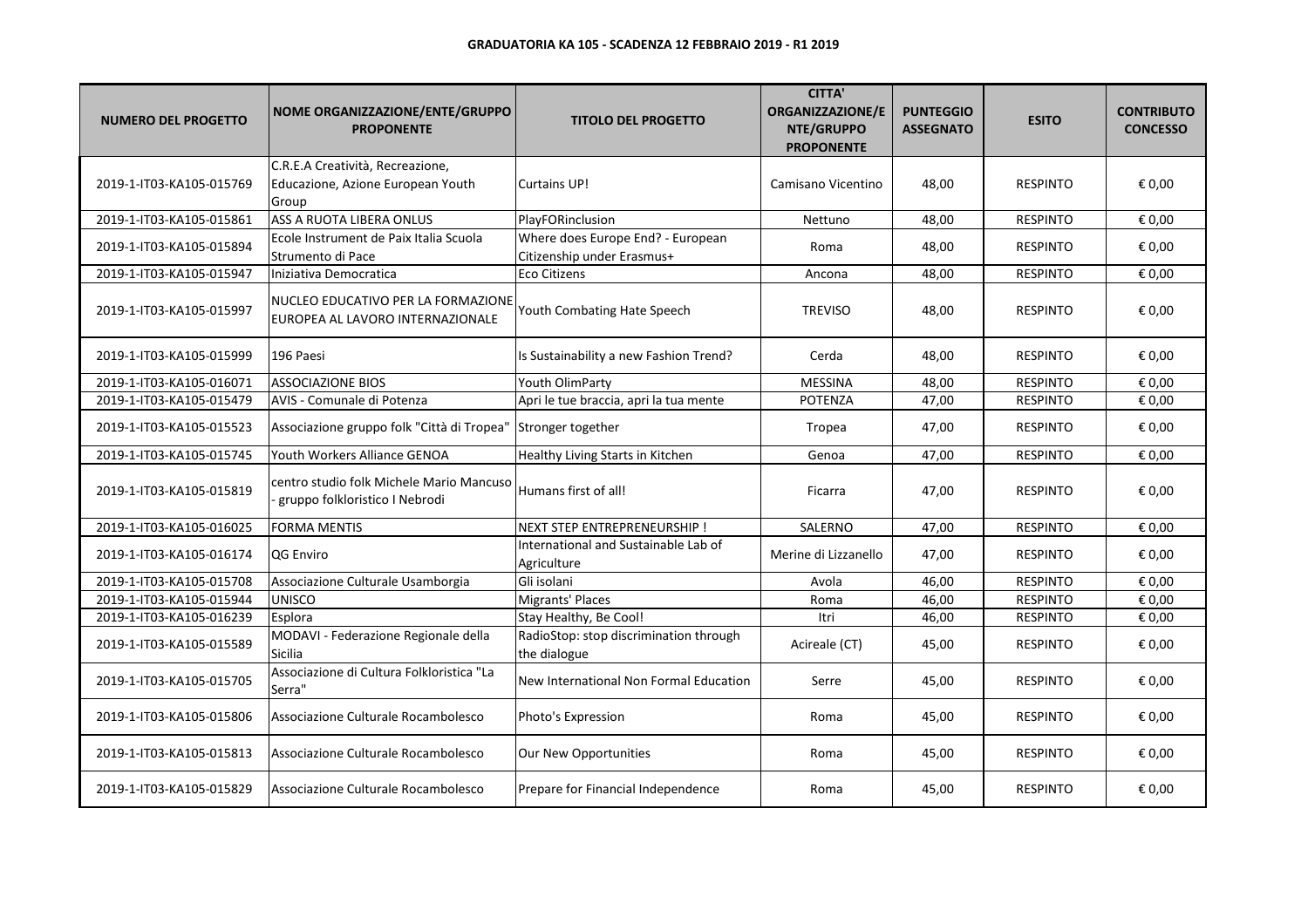**GRADUATORIA KA 105 - SCADENZA 12 FEBBRAIO 2019 - R1 2019**

| NUMERO DEL PROGETTO | NOME ORGANIZZAZIONE/ENTE/GRUPPO PROPONENTE | TITOLO DEL PROGETTO | CITTA' ORGANIZZAZIONE/ENTE/GRUPPO PROPONENTE | PUNTEGGIO ASSEGNATO | ESITO | CONTRIBUTO CONCESSO |
|---|---|---|---|---|---|---|
| 2019-1-IT03-KA105-015769 | C.R.E.A Creatività, Recreazione, Educazione, Azione European Youth Group | Curtains UP! | Camisano Vicentino | 48,00 | RESPINTO | € 0,00 |
| 2019-1-IT03-KA105-015861 | ASS A RUOTA LIBERA ONLUS | PlayFORinclusion | Nettuno | 48,00 | RESPINTO | € 0,00 |
| 2019-1-IT03-KA105-015894 | Ecole Instrument de Paix Italia Scuola Strumento di Pace | Where does Europe End? - European Citizenship under Erasmus+ | Roma | 48,00 | RESPINTO | € 0,00 |
| 2019-1-IT03-KA105-015947 | Iniziativa Democratica | Eco Citizens | Ancona | 48,00 | RESPINTO | € 0,00 |
| 2019-1-IT03-KA105-015997 | NUCLEO EDUCATIVO PER LA FORMAZIONE EUROPEA AL LAVORO INTERNAZIONALE | Youth Combating Hate Speech | TREVISO | 48,00 | RESPINTO | € 0,00 |
| 2019-1-IT03-KA105-015999 | 196 Paesi | Is Sustainability a new Fashion Trend? | Cerda | 48,00 | RESPINTO | € 0,00 |
| 2019-1-IT03-KA105-016071 | ASSOCIAZIONE BIOS | Youth OlimParty | MESSINA | 48,00 | RESPINTO | € 0,00 |
| 2019-1-IT03-KA105-015479 | AVIS - Comunale di Potenza | Apri le tue braccia, apri la tua mente | POTENZA | 47,00 | RESPINTO | € 0,00 |
| 2019-1-IT03-KA105-015523 | Associazione gruppo folk "Città di Tropea" | Stronger together | Tropea | 47,00 | RESPINTO | € 0,00 |
| 2019-1-IT03-KA105-015745 | Youth Workers Alliance GENOA | Healthy Living Starts in Kitchen | Genoa | 47,00 | RESPINTO | € 0,00 |
| 2019-1-IT03-KA105-015819 | centro studio folk Michele Mario Mancuso - gruppo folkloristico I Nebrodi | Humans first of all! | Ficarra | 47,00 | RESPINTO | € 0,00 |
| 2019-1-IT03-KA105-016025 | FORMA MENTIS | NEXT STEP ENTREPRENEURSHIP ! | SALERNO | 47,00 | RESPINTO | € 0,00 |
| 2019-1-IT03-KA105-016174 | QG Enviro | International and Sustainable Lab of Agriculture | Merine di Lizzanello | 47,00 | RESPINTO | € 0,00 |
| 2019-1-IT03-KA105-015708 | Associazione Culturale Usamborgia | Gli isolani | Avola | 46,00 | RESPINTO | € 0,00 |
| 2019-1-IT03-KA105-015944 | UNISCO | Migrants' Places | Roma | 46,00 | RESPINTO | € 0,00 |
| 2019-1-IT03-KA105-016239 | Esplora | Stay Healthy, Be Cool! | Itri | 46,00 | RESPINTO | € 0,00 |
| 2019-1-IT03-KA105-015589 | MODAVI - Federazione Regionale della Sicilia | RadioStop: stop discrimination through the dialogue | Acireale (CT) | 45,00 | RESPINTO | € 0,00 |
| 2019-1-IT03-KA105-015705 | Associazione di Cultura Folkloristica "La Serra" | New International Non Formal Education | Serre | 45,00 | RESPINTO | € 0,00 |
| 2019-1-IT03-KA105-015806 | Associazione Culturale Rocambolesco | Photo's Expression | Roma | 45,00 | RESPINTO | € 0,00 |
| 2019-1-IT03-KA105-015813 | Associazione Culturale Rocambolesco | Our New Opportunities | Roma | 45,00 | RESPINTO | € 0,00 |
| 2019-1-IT03-KA105-015829 | Associazione Culturale Rocambolesco | Prepare for Financial Independence | Roma | 45,00 | RESPINTO | € 0,00 |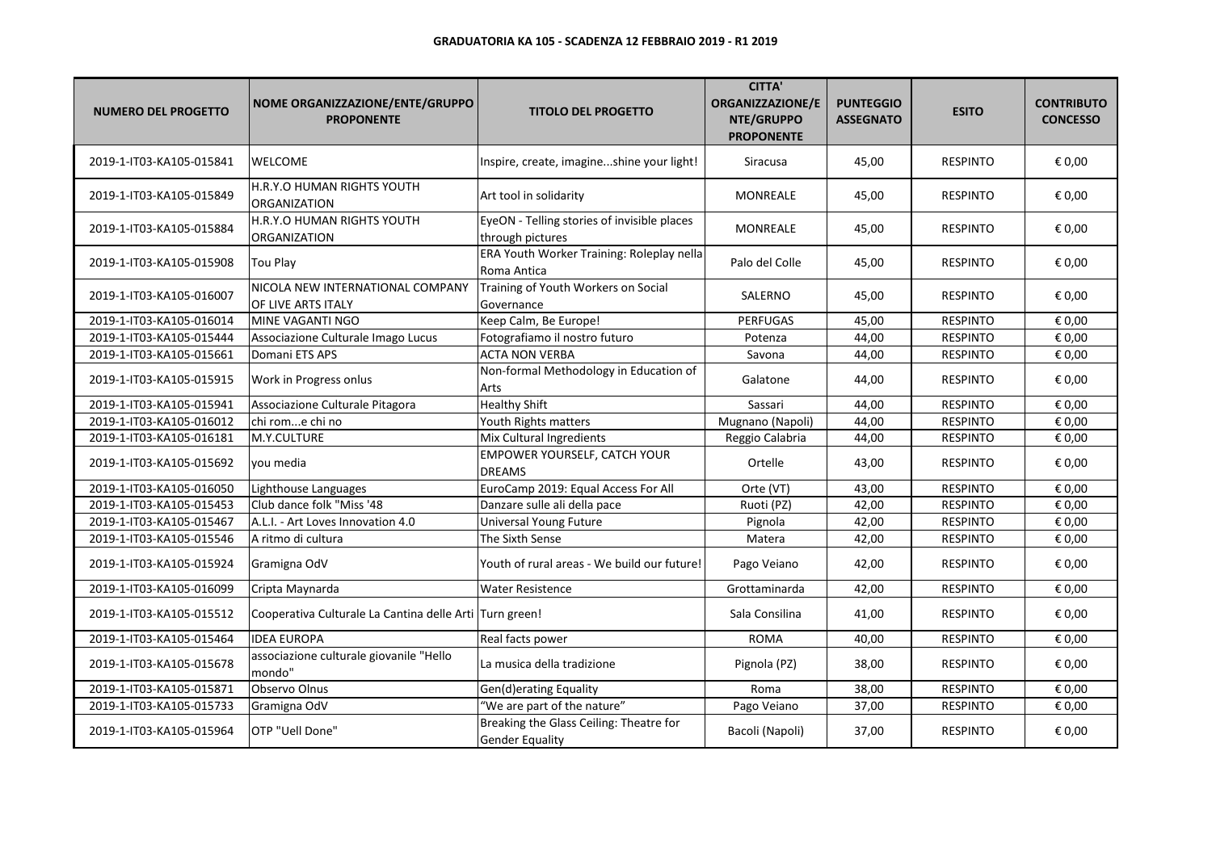**GRADUATORIA KA 105 - SCADENZA 12 FEBBRAIO 2019 - R1 2019**

| NUMERO DEL PROGETTO | NOME ORGANIZZAZIONE/ENTE/GRUPPO PROPONENTE | TITOLO DEL PROGETTO | CITTA' ORGANIZZAZIONE/ENTE/GRUPPO PROPONENTE | PUNTEGGIO ASSEGNATO | ESITO | CONTRIBUTO CONCESSO |
|---|---|---|---|---|---|---|
| 2019-1-IT03-KA105-015841 | WELCOME | Inspire, create, imagine...shine your light! | Siracusa | 45,00 | RESPINTO | € 0,00 |
| 2019-1-IT03-KA105-015849 | H.R.Y.O HUMAN RIGHTS YOUTH ORGANIZATION | Art tool in solidarity | MONREALE | 45,00 | RESPINTO | € 0,00 |
| 2019-1-IT03-KA105-015884 | H.R.Y.O HUMAN RIGHTS YOUTH ORGANIZATION | EyeON - Telling stories of invisible places through pictures | MONREALE | 45,00 | RESPINTO | € 0,00 |
| 2019-1-IT03-KA105-015908 | Tou Play | ERA Youth Worker Training: Roleplay nella Roma Antica | Palo del Colle | 45,00 | RESPINTO | € 0,00 |
| 2019-1-IT03-KA105-016007 | NICOLA NEW INTERNATIONAL COMPANY OF LIVE ARTS ITALY | Training of Youth Workers on Social Governance | SALERNO | 45,00 | RESPINTO | € 0,00 |
| 2019-1-IT03-KA105-016014 | MINE VAGANTI NGO | Keep Calm, Be Europe! | PERFUGAS | 45,00 | RESPINTO | € 0,00 |
| 2019-1-IT03-KA105-015444 | Associazione Culturale Imago Lucus | Fotografiamo il nostro futuro | Potenza | 44,00 | RESPINTO | € 0,00 |
| 2019-1-IT03-KA105-015661 | Domani ETS APS | ACTA NON VERBA | Savona | 44,00 | RESPINTO | € 0,00 |
| 2019-1-IT03-KA105-015915 | Work in Progress onlus | Non-formal Methodology in Education of Arts | Galatone | 44,00 | RESPINTO | € 0,00 |
| 2019-1-IT03-KA105-015941 | Associazione Culturale Pitagora | Healthy Shift | Sassari | 44,00 | RESPINTO | € 0,00 |
| 2019-1-IT03-KA105-016012 | chi rom...e chi no | Youth Rights matters | Mugnano (Napoli) | 44,00 | RESPINTO | € 0,00 |
| 2019-1-IT03-KA105-016181 | M.Y.CULTURE | Mix Cultural Ingredients | Reggio Calabria | 44,00 | RESPINTO | € 0,00 |
| 2019-1-IT03-KA105-015692 | you media | EMPOWER YOURSELF, CATCH YOUR DREAMS | Ortelle | 43,00 | RESPINTO | € 0,00 |
| 2019-1-IT03-KA105-016050 | Lighthouse Languages | EuroCamp 2019: Equal Access For All | Orte (VT) | 43,00 | RESPINTO | € 0,00 |
| 2019-1-IT03-KA105-015453 | Club dance folk "Miss '48 | Danzare sulle ali della pace | Ruoti (PZ) | 42,00 | RESPINTO | € 0,00 |
| 2019-1-IT03-KA105-015467 | A.L.I. - Art Loves Innovation 4.0 | Universal Young Future | Pignola | 42,00 | RESPINTO | € 0,00 |
| 2019-1-IT03-KA105-015546 | A ritmo di cultura | The Sixth Sense | Matera | 42,00 | RESPINTO | € 0,00 |
| 2019-1-IT03-KA105-015924 | Gramigna OdV | Youth of rural areas - We build our future! | Pago Veiano | 42,00 | RESPINTO | € 0,00 |
| 2019-1-IT03-KA105-016099 | Cripta Maynarda | Water Resistence | Grottaminarda | 42,00 | RESPINTO | € 0,00 |
| 2019-1-IT03-KA105-015512 | Cooperativa Culturale La Cantina delle Arti | Turn green! | Sala Consilina | 41,00 | RESPINTO | € 0,00 |
| 2019-1-IT03-KA105-015464 | IDEA EUROPA | Real facts power | ROMA | 40,00 | RESPINTO | € 0,00 |
| 2019-1-IT03-KA105-015678 | associazione culturale giovanile "Hello mondo" | La musica della tradizione | Pignola (PZ) | 38,00 | RESPINTO | € 0,00 |
| 2019-1-IT03-KA105-015871 | Observo Olnus | Gen(d)erating Equality | Roma | 38,00 | RESPINTO | € 0,00 |
| 2019-1-IT03-KA105-015733 | Gramigna OdV | "We are part of the nature" | Pago Veiano | 37,00 | RESPINTO | € 0,00 |
| 2019-1-IT03-KA105-015964 | OTP "Uell Done" | Breaking the Glass Ceiling: Theatre for Gender Equality | Bacoli (Napoli) | 37,00 | RESPINTO | € 0,00 |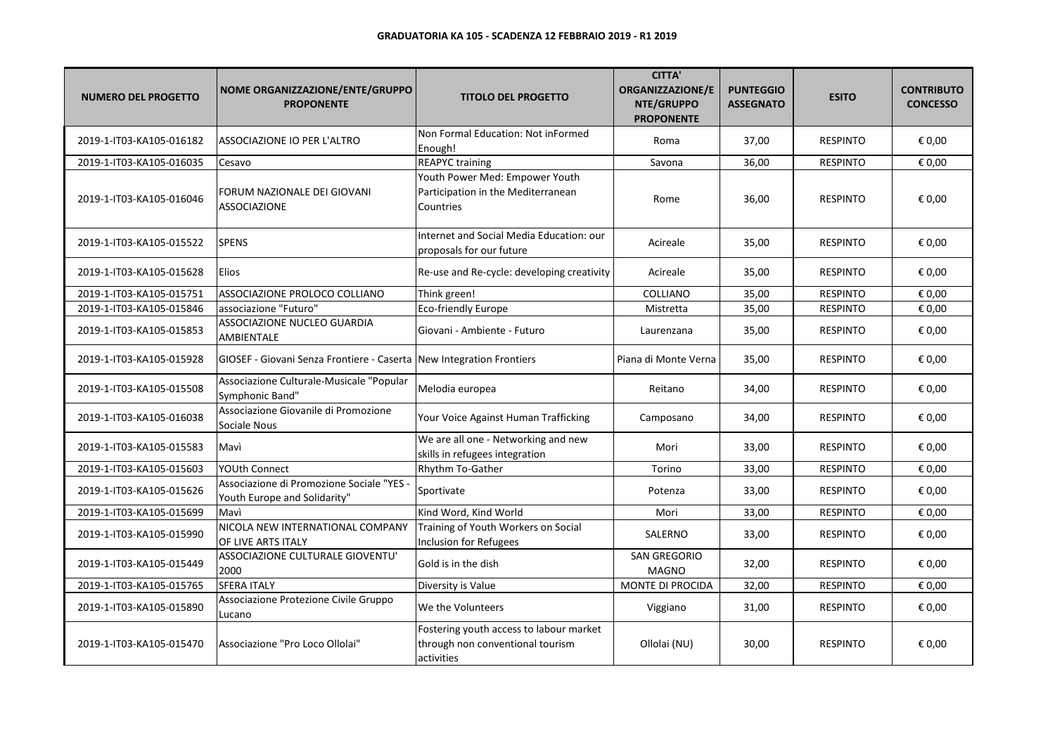**GRADUATORIA KA 105 - SCADENZA 12 FEBBRAIO 2019 - R1 2019**

| NUMERO DEL PROGETTO | NOME ORGANIZZAZIONE/ENTE/GRUPPO PROPONENTE | TITOLO DEL PROGETTO | CITTA' ORGANIZZAZIONE/ENTE/GRUPPO PROPONENTE | PUNTEGGIO ASSEGNATO | ESITO | CONTRIBUTO CONCESSO |
|---|---|---|---|---|---|---|
| 2019-1-IT03-KA105-016182 | ASSOCIAZIONE IO PER L'ALTRO | Non Formal Education: Not inFormed Enough! | Roma | 37,00 | RESPINTO | € 0,00 |
| 2019-1-IT03-KA105-016035 | Cesavo | REAPYC training | Savona | 36,00 | RESPINTO | € 0,00 |
| 2019-1-IT03-KA105-016046 | FORUM NAZIONALE DEI GIOVANI ASSOCIAZIONE | Youth Power Med: Empower Youth Participation in the Mediterranean Countries | Rome | 36,00 | RESPINTO | € 0,00 |
| 2019-1-IT03-KA105-015522 | SPENS | Internet and Social Media Education: our proposals for our future | Acireale | 35,00 | RESPINTO | € 0,00 |
| 2019-1-IT03-KA105-015628 | Elios | Re-use and Re-cycle: developing creativity | Acireale | 35,00 | RESPINTO | € 0,00 |
| 2019-1-IT03-KA105-015751 | ASSOCIAZIONE PROLOCO COLLIANO | Think green! | COLLIANO | 35,00 | RESPINTO | € 0,00 |
| 2019-1-IT03-KA105-015846 | associazione "Futuro" | Eco-friendly Europe | Mistretta | 35,00 | RESPINTO | € 0,00 |
| 2019-1-IT03-KA105-015853 | ASSOCIAZIONE NUCLEO GUARDIA AMBIENTALE | Giovani - Ambiente - Futuro | Laurenzana | 35,00 | RESPINTO | € 0,00 |
| 2019-1-IT03-KA105-015928 | GIOSEF - Giovani Senza Frontiere - Caserta | New Integration Frontiers | Piana di Monte Verna | 35,00 | RESPINTO | € 0,00 |
| 2019-1-IT03-KA105-015508 | Associazione Culturale-Musicale "Popular Symphonic Band" | Melodia europea | Reitano | 34,00 | RESPINTO | € 0,00 |
| 2019-1-IT03-KA105-016038 | Associazione Giovanile di Promozione Sociale Nous | Your Voice Against Human Trafficking | Camposano | 34,00 | RESPINTO | € 0,00 |
| 2019-1-IT03-KA105-015583 | Mavì | We are all one - Networking and new skills in refugees integration | Mori | 33,00 | RESPINTO | € 0,00 |
| 2019-1-IT03-KA105-015603 | YOUth Connect | Rhythm To-Gather | Torino | 33,00 | RESPINTO | € 0,00 |
| 2019-1-IT03-KA105-015626 | Associazione di Promozione Sociale "YES - Youth Europe and Solidarity" | Sportivate | Potenza | 33,00 | RESPINTO | € 0,00 |
| 2019-1-IT03-KA105-015699 | Mavì | Kind Word, Kind World | Mori | 33,00 | RESPINTO | € 0,00 |
| 2019-1-IT03-KA105-015990 | NICOLA NEW INTERNATIONAL COMPANY OF LIVE ARTS ITALY | Training of Youth Workers on Social Inclusion for Refugees | SALERNO | 33,00 | RESPINTO | € 0,00 |
| 2019-1-IT03-KA105-015449 | ASSOCIAZIONE CULTURALE GIOVENTU' 2000 | Gold is in the dish | SAN GREGORIO MAGNO | 32,00 | RESPINTO | € 0,00 |
| 2019-1-IT03-KA105-015765 | SFERA ITALY | Diversity is Value | MONTE DI PROCIDA | 32,00 | RESPINTO | € 0,00 |
| 2019-1-IT03-KA105-015890 | Associazione Protezione Civile Gruppo Lucano | We the Volunteers | Viggiano | 31,00 | RESPINTO | € 0,00 |
| 2019-1-IT03-KA105-015470 | Associazione "Pro Loco Ollolai" | Fostering youth access to labour market through non conventional tourism activities | Ollolai (NU) | 30,00 | RESPINTO | € 0,00 |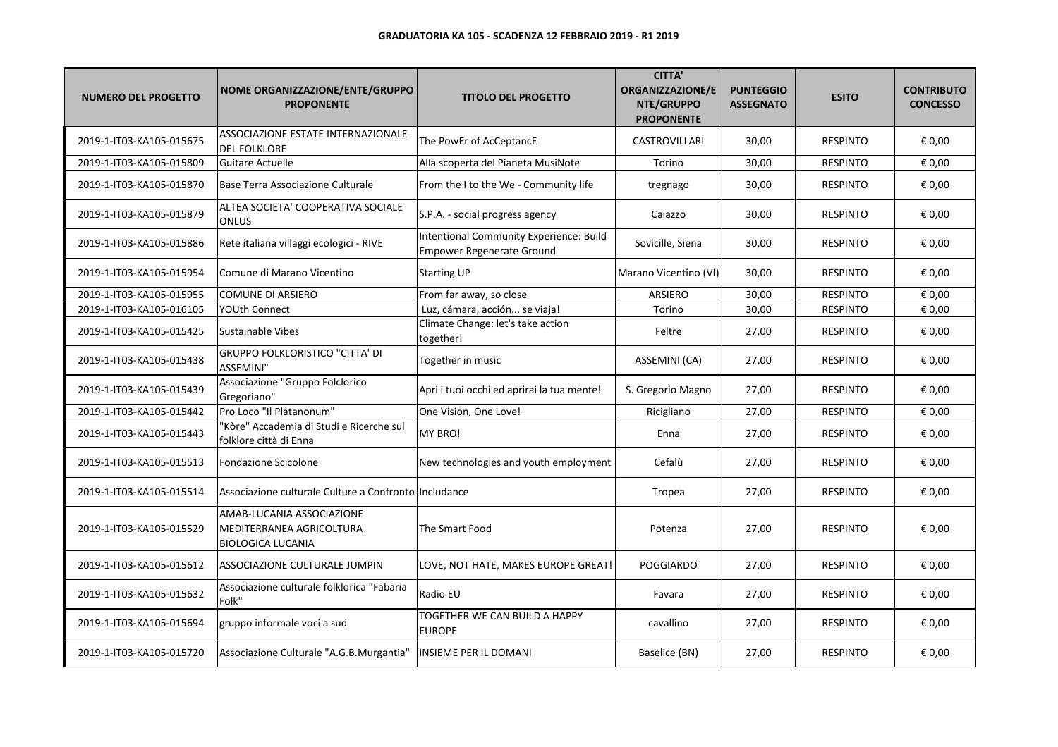**GRADUATORIA KA 105 - SCADENZA 12 FEBBRAIO 2019 - R1 2019**

| NUMERO DEL PROGETTO | NOME ORGANIZZAZIONE/ENTE/GRUPPO PROPONENTE | TITOLO DEL PROGETTO | CITTA' ORGANIZZAZIONE/ENTE/GRUPPO PROPONENTE | PUNTEGGIO ASSEGNATO | ESITO | CONTRIBUTO CONCESSO |
|---|---|---|---|---|---|---|
| 2019-1-IT03-KA105-015675 | ASSOCIAZIONE ESTATE INTERNAZIONALE DEL FOLKLORE | The PowEr of AcCeptancE | CASTROVILLARI | 30,00 | RESPINTO | € 0,00 |
| 2019-1-IT03-KA105-015809 | Guitare Actuelle | Alla scoperta del Pianeta MusiNote | Torino | 30,00 | RESPINTO | € 0,00 |
| 2019-1-IT03-KA105-015870 | Base Terra Associazione Culturale | From the I to the We - Community life | tregnago | 30,00 | RESPINTO | € 0,00 |
| 2019-1-IT03-KA105-015879 | ALTEA SOCIETA' COOPERATIVA SOCIALE ONLUS | S.P.A. - social progress agency | Caiazzo | 30,00 | RESPINTO | € 0,00 |
| 2019-1-IT03-KA105-015886 | Rete italiana villaggi ecologici - RIVE | Intentional Community Experience: Build Empower Regenerate Ground | Sovicille, Siena | 30,00 | RESPINTO | € 0,00 |
| 2019-1-IT03-KA105-015954 | Comune di Marano Vicentino | Starting UP | Marano Vicentino (VI) | 30,00 | RESPINTO | € 0,00 |
| 2019-1-IT03-KA105-015955 | COMUNE DI ARSIERO | From far away, so close | ARSIERO | 30,00 | RESPINTO | € 0,00 |
| 2019-1-IT03-KA105-016105 | YOUth Connect | Luz, cámara, acción... se viaja! | Torino | 30,00 | RESPINTO | € 0,00 |
| 2019-1-IT03-KA105-015425 | Sustainable Vibes | Climate Change: let's take action together! | Feltre | 27,00 | RESPINTO | € 0,00 |
| 2019-1-IT03-KA105-015438 | GRUPPO FOLKLORISTICO "CITTA' DI ASSEMINI" | Together in music | ASSEMINI (CA) | 27,00 | RESPINTO | € 0,00 |
| 2019-1-IT03-KA105-015439 | Associazione "Gruppo Folclorico Gregoriano" | Apri i tuoi occhi ed aprirai la tua mente! | S. Gregorio Magno | 27,00 | RESPINTO | € 0,00 |
| 2019-1-IT03-KA105-015442 | Pro Loco "Il Platanonum" | One Vision, One Love! | Ricigliano | 27,00 | RESPINTO | € 0,00 |
| 2019-1-IT03-KA105-015443 | "Kòre" Accademia di Studi e Ricerche sul folklore città di Enna | MY BRO! | Enna | 27,00 | RESPINTO | € 0,00 |
| 2019-1-IT03-KA105-015513 | Fondazione Scicolone | New technologies and youth employment | Cefalù | 27,00 | RESPINTO | € 0,00 |
| 2019-1-IT03-KA105-015514 | Associazione culturale Culture a Confronto | Includance | Tropea | 27,00 | RESPINTO | € 0,00 |
| 2019-1-IT03-KA105-015529 | AMAB-LUCANIA ASSOCIAZIONE MEDITERRANEA AGRICOLTURA BIOLOGICA LUCANIA | The Smart Food | Potenza | 27,00 | RESPINTO | € 0,00 |
| 2019-1-IT03-KA105-015612 | ASSOCIAZIONE CULTURALE JUMPIN | LOVE, NOT HATE, MAKES EUROPE GREAT! | POGGIARDO | 27,00 | RESPINTO | € 0,00 |
| 2019-1-IT03-KA105-015632 | Associazione culturale folklorica "Fabaria Folk" | Radio EU | Favara | 27,00 | RESPINTO | € 0,00 |
| 2019-1-IT03-KA105-015694 | gruppo informale voci a sud | TOGETHER WE CAN BUILD A HAPPY EUROPE | cavallino | 27,00 | RESPINTO | € 0,00 |
| 2019-1-IT03-KA105-015720 | Associazione Culturale "A.G.B.Murgantia" | INSIEME PER IL DOMANI | Baselice (BN) | 27,00 | RESPINTO | € 0,00 |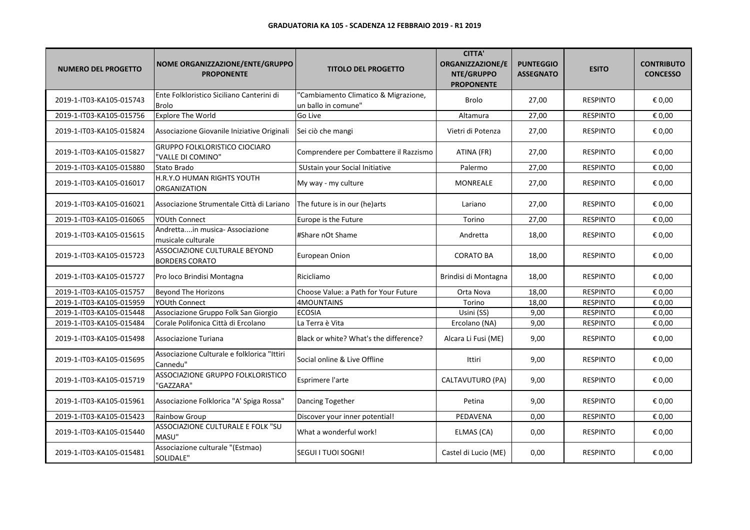**GRADUATORIA KA 105 - SCADENZA 12 FEBBRAIO 2019 - R1 2019**

| NUMERO DEL PROGETTO | NOME ORGANIZZAZIONE/ENTE/GRUPPO PROPONENTE | TITOLO DEL PROGETTO | CITTA' ORGANIZZAZIONE/ENTE/GRUPPO PROPONENTE | PUNTEGGIO ASSEGNATO | ESITO | CONTRIBUTO CONCESSO |
|---|---|---|---|---|---|---|
| 2019-1-IT03-KA105-015743 | Ente Folkloristico Siciliano Canterini di Brolo | "Cambiamento Climatico & Migrazione, un ballo in comune" | Brolo | 27,00 | RESPINTO | € 0,00 |
| 2019-1-IT03-KA105-015756 | Explore The World | Go Live | Altamura | 27,00 | RESPINTO | € 0,00 |
| 2019-1-IT03-KA105-015824 | Associazione Giovanile Iniziative Originali | Sei ciò che mangi | Vietri di Potenza | 27,00 | RESPINTO | € 0,00 |
| 2019-1-IT03-KA105-015827 | GRUPPO FOLKLORISTICO CIOCIARO "VALLE DI COMINO" | Comprendere per Combattere il Razzismo | ATINA (FR) | 27,00 | RESPINTO | € 0,00 |
| 2019-1-IT03-KA105-015880 | Stato Brado | SUstain your Social Initiative | Palermo | 27,00 | RESPINTO | € 0,00 |
| 2019-1-IT03-KA105-016017 | H.R.Y.O HUMAN RIGHTS YOUTH ORGANIZATION | My way - my culture | MONREALE | 27,00 | RESPINTO | € 0,00 |
| 2019-1-IT03-KA105-016021 | Associazione Strumentale Città di Lariano | The future is in our (he)arts | Lariano | 27,00 | RESPINTO | € 0,00 |
| 2019-1-IT03-KA105-016065 | YOUth Connect | Europe is the Future | Torino | 27,00 | RESPINTO | € 0,00 |
| 2019-1-IT03-KA105-015615 | Andretta....in musica- Associazione musicale culturale | #Share nOt Shame | Andretta | 18,00 | RESPINTO | € 0,00 |
| 2019-1-IT03-KA105-015723 | ASSOCIAZIONE CULTURALE BEYOND BORDERS CORATO | European Onion | CORATO BA | 18,00 | RESPINTO | € 0,00 |
| 2019-1-IT03-KA105-015727 | Pro loco Brindisi Montagna | Ricicliamo | Brindisi di Montagna | 18,00 | RESPINTO | € 0,00 |
| 2019-1-IT03-KA105-015757 | Beyond The Horizons | Choose Value: a Path for Your Future | Orta Nova | 18,00 | RESPINTO | € 0,00 |
| 2019-1-IT03-KA105-015959 | YOUth Connect | 4MOUNTAINS | Torino | 18,00 | RESPINTO | € 0,00 |
| 2019-1-IT03-KA105-015448 | Associazione Gruppo Folk San Giorgio | ECOSIA | Usini (SS) | 9,00 | RESPINTO | € 0,00 |
| 2019-1-IT03-KA105-015484 | Corale Polifonica Città di Ercolano | La Terra è Vita | Ercolano (NA) | 9,00 | RESPINTO | € 0,00 |
| 2019-1-IT03-KA105-015498 | Associazione Turiana | Black or white? What's the difference? | Alcara Li Fusi (ME) | 9,00 | RESPINTO | € 0,00 |
| 2019-1-IT03-KA105-015695 | Associazione Culturale e folklorica "Ittiri Cannedu" | Social online & Live Offline | Ittiri | 9,00 | RESPINTO | € 0,00 |
| 2019-1-IT03-KA105-015719 | ASSOCIAZIONE GRUPPO FOLKLORISTICO "GAZZARA" | Esprimere l'arte | CALTAVUTURO (PA) | 9,00 | RESPINTO | € 0,00 |
| 2019-1-IT03-KA105-015961 | Associazione Folklorica "A' Spiga Rossa" | Dancing Together | Petina | 9,00 | RESPINTO | € 0,00 |
| 2019-1-IT03-KA105-015423 | Rainbow Group | Discover your inner potential! | PEDAVENA | 0,00 | RESPINTO | € 0,00 |
| 2019-1-IT03-KA105-015440 | ASSOCIAZIONE CULTURALE E FOLK "SU MASU" | What a wonderful work! | ELMAS (CA) | 0,00 | RESPINTO | € 0,00 |
| 2019-1-IT03-KA105-015481 | Associazione culturale "(Estmao) SOLIDALE" | SEGUI I TUOI SOGNI! | Castel di Lucio (ME) | 0,00 | RESPINTO | € 0,00 |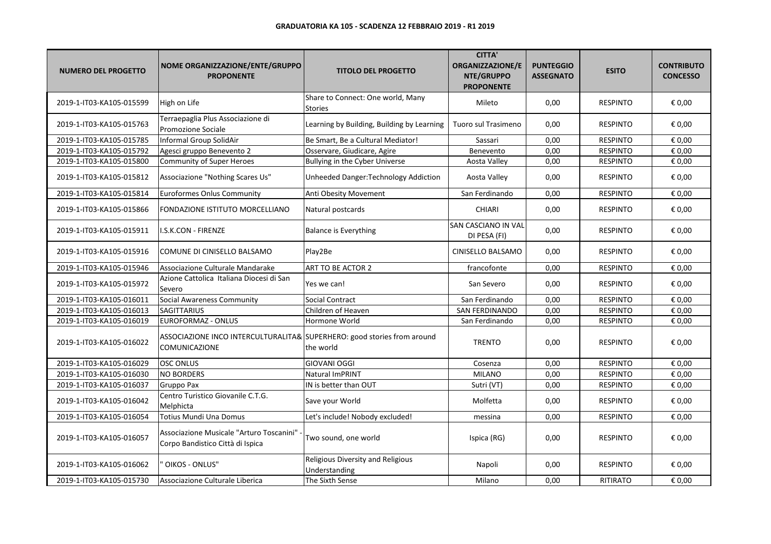**GRADUATORIA KA 105 - SCADENZA 12 FEBBRAIO 2019 - R1 2019**

| NUMERO DEL PROGETTO | NOME ORGANIZZAZIONE/ENTE/GRUPPO PROPONENTE | TITOLO DEL PROGETTO | CITTA' ORGANIZZAZIONE/ENTE/GRUPPO PROPONENTE | PUNTEGGIO ASSEGNATO | ESITO | CONTRIBUTO CONCESSO |
|---|---|---|---|---|---|---|
| 2019-1-IT03-KA105-015599 | High on Life | Share to Connect: One world, Many Stories | Mileto | 0,00 | RESPINTO | € 0,00 |
| 2019-1-IT03-KA105-015763 | Terraepaglia Plus Associazione di Promozione Sociale | Learning by Building, Building by Learning | Tuoro sul Trasimeno | 0,00 | RESPINTO | € 0,00 |
| 2019-1-IT03-KA105-015785 | Informal Group SolidAir | Be Smart, Be a Cultural Mediator! | Sassari | 0,00 | RESPINTO | € 0,00 |
| 2019-1-IT03-KA105-015792 | Agesci gruppo Benevento 2 | Osservare, Giudicare, Agire | Benevento | 0,00 | RESPINTO | € 0,00 |
| 2019-1-IT03-KA105-015800 | Community of Super Heroes | Bullying in the Cyber Universe | Aosta Valley | 0,00 | RESPINTO | € 0,00 |
| 2019-1-IT03-KA105-015812 | Associazione "Nothing Scares Us" | Unheeded Danger:Technology Addiction | Aosta Valley | 0,00 | RESPINTO | € 0,00 |
| 2019-1-IT03-KA105-015814 | Euroformes Onlus Community | Anti Obesity Movement | San Ferdinando | 0,00 | RESPINTO | € 0,00 |
| 2019-1-IT03-KA105-015866 | FONDAZIONE ISTITUTO MORCELLIANO | Natural postcards | CHIARI | 0,00 | RESPINTO | € 0,00 |
| 2019-1-IT03-KA105-015911 | I.S.K.CON - FIRENZE | Balance is Everything | SAN CASCIANO IN VAL DI PESA (FI) | 0,00 | RESPINTO | € 0,00 |
| 2019-1-IT03-KA105-015916 | COMUNE DI CINISELLO BALSAMO | Play2Be | CINISELLO BALSAMO | 0,00 | RESPINTO | € 0,00 |
| 2019-1-IT03-KA105-015946 | Associazione Culturale Mandarake | ART TO BE ACTOR 2 | francofonte | 0,00 | RESPINTO | € 0,00 |
| 2019-1-IT03-KA105-015972 | Azione Cattolica Italiana Diocesi di San Severo | Yes we can! | San Severo | 0,00 | RESPINTO | € 0,00 |
| 2019-1-IT03-KA105-016011 | Social Awareness Community | Social Contract | San Ferdinando | 0,00 | RESPINTO | € 0,00 |
| 2019-1-IT03-KA105-016013 | SAGITTARIUS | Children of Heaven | SAN FERDINANDO | 0,00 | RESPINTO | € 0,00 |
| 2019-1-IT03-KA105-016019 | EUROFORMAZ - ONLUS | Hormone World | San Ferdinando | 0,00 | RESPINTO | € 0,00 |
| 2019-1-IT03-KA105-016022 | ASSOCIAZIONE INCO INTERCULTURALITA& COMUNICAZIONE | SUPERHERO: good stories from around the world | TRENTO | 0,00 | RESPINTO | € 0,00 |
| 2019-1-IT03-KA105-016029 | OSC ONLUS | GIOVANI OGGI | Cosenza | 0,00 | RESPINTO | € 0,00 |
| 2019-1-IT03-KA105-016030 | NO BORDERS | Natural ImPRINT | MILANO | 0,00 | RESPINTO | € 0,00 |
| 2019-1-IT03-KA105-016037 | Gruppo Pax | IN is better than OUT | Sutri (VT) | 0,00 | RESPINTO | € 0,00 |
| 2019-1-IT03-KA105-016042 | Centro Turistico Giovanile C.T.G. Melphicta | Save your World | Molfetta | 0,00 | RESPINTO | € 0,00 |
| 2019-1-IT03-KA105-016054 | Totius Mundi Una Domus | Let's include! Nobody excluded! | messina | 0,00 | RESPINTO | € 0,00 |
| 2019-1-IT03-KA105-016057 | Associazione Musicale "Arturo Toscanini" - Corpo Bandistico Città di Ispica | Two sound, one world | Ispica (RG) | 0,00 | RESPINTO | € 0,00 |
| 2019-1-IT03-KA105-016062 | " OIKOS - ONLUS" | Religious Diversity and Religious Understanding | Napoli | 0,00 | RESPINTO | € 0,00 |
| 2019-1-IT03-KA105-015730 | Associazione Culturale Liberica | The Sixth Sense | Milano | 0,00 | RITIRATO | € 0,00 |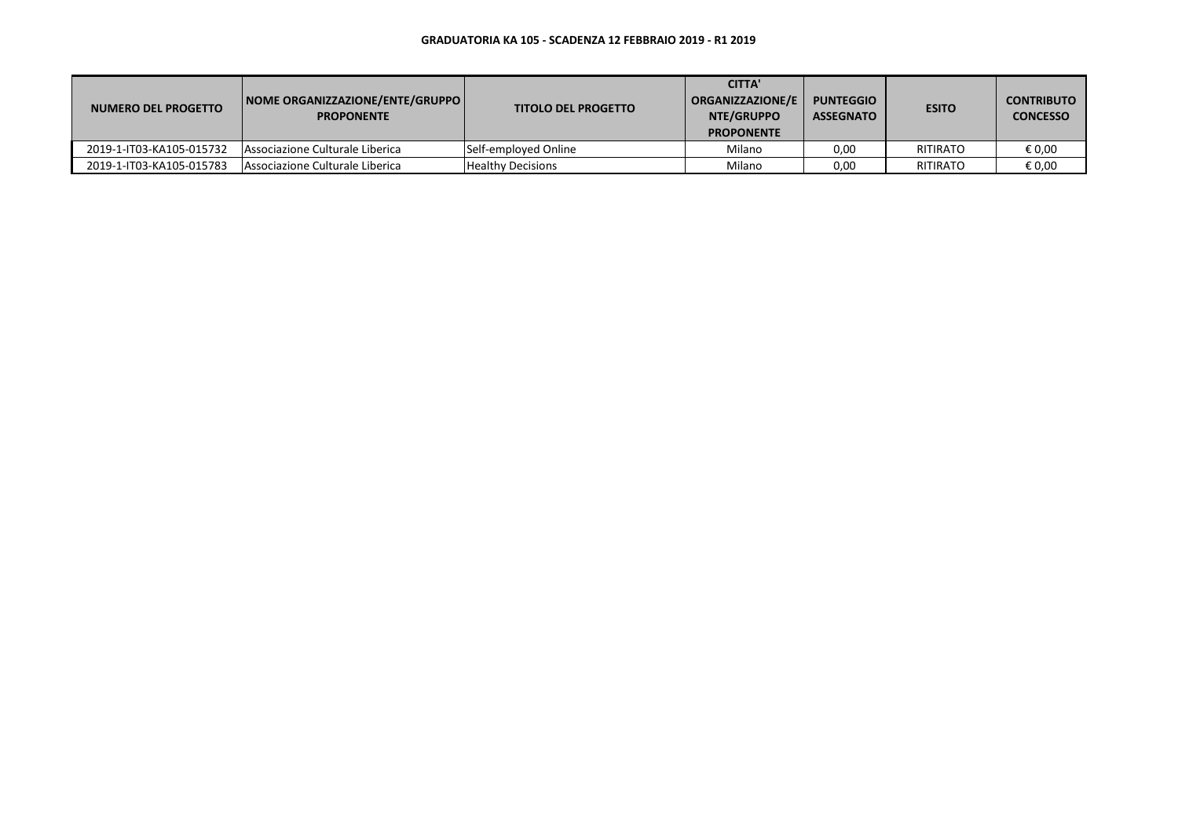**GRADUATORIA KA 105 - SCADENZA 12 FEBBRAIO 2019 - R1 2019**

| NUMERO DEL PROGETTO | NOME ORGANIZZAZIONE/ENTE/GRUPPO PROPONENTE | TITOLO DEL PROGETTO | CITTA' ORGANIZZAZIONE/ENTE/GRUPPO PROPONENTE | PUNTEGGIO ASSEGNATO | ESITO | CONTRIBUTO CONCESSO |
|---|---|---|---|---|---|---|
| 2019-1-IT03-KA105-015732 | Associazione Culturale Liberica | Self-employed Online | Milano | 0,00 | RITIRATO | € 0,00 |
| 2019-1-IT03-KA105-015783 | Associazione Culturale Liberica | Healthy Decisions | Milano | 0,00 | RITIRATO | € 0,00 |